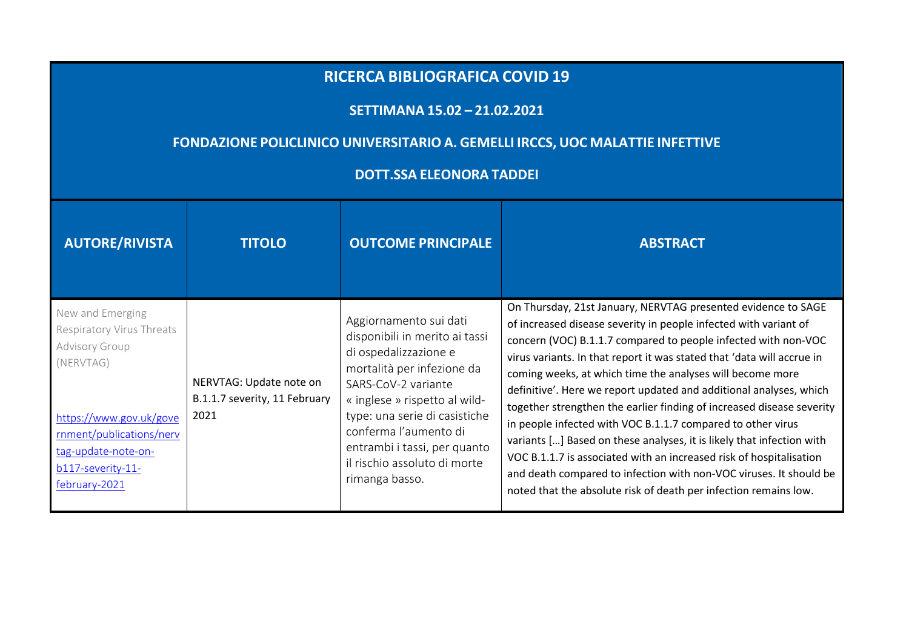# RICERCA BIBLIOGRAFICA COVID 19

## SETTIMANA 15.02 – 21.02.2021

## FONDAZIONE POLICLINICO UNIVERSITARIO A. GEMELLI IRCCS, UOC MALATTIE INFETTIVE

## DOTT.SSA ELEONORA TADDEI

| AUTORE/RIVISTA | TITOLO | OUTCOME PRINCIPALE | ABSTRACT |
|---|---|---|---|
| New and Emerging Respiratory Virus Threats Advisory Group (NERVTAG)<br><br>https://www.gov.uk/government/publications/nervtag-update-note-on-b117-severity-11-february-2021 | NERVTAG: Update note on B.1.1.7 severity, 11 February 2021 | Aggiornamento sui dati disponibili in merito ai tassi di ospedalizzazione e mortalità per infezione da SARS-CoV-2 variante « inglese » rispetto al wild-type: una serie di casistiche conferma l'aumento di entrambi i tassi, per quanto il rischio assoluto di morte rimanga basso. | On Thursday, 21st January, NERVTAG presented evidence to SAGE of increased disease severity in people infected with variant of concern (VOC) B.1.1.7 compared to people infected with non-VOC virus variants. In that report it was stated that 'data will accrue in coming weeks, at which time the analyses will become more definitive'. Here we report updated and additional analyses, which together strengthen the earlier finding of increased disease severity in people infected with VOC B.1.1.7 compared to other virus variants […] Based on these analyses, it is likely that infection with VOC B.1.1.7 is associated with an increased risk of hospitalisation and death compared to infection with non-VOC viruses. It should be noted that the absolute risk of death per infection remains low. |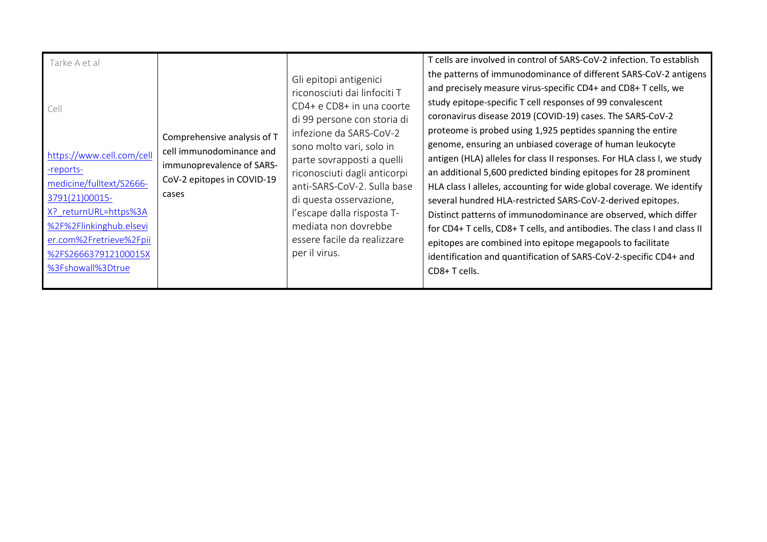| | | | |
|---|---|---|---|
| Tarke A et al<br><br>Cell<br><br>https://www.cell.com/cell-reports-medicine/fulltext/S2666-3791(21)00015-X?_returnURL=https%3A%2F%2Flinkinghub.elsevier.com%2Fretrieve%2Fpii%2FS266637912100015X%3Fshowall%3Dtrue | Comprehensive analysis of T cell immunodominance and immunoprevalence of SARS-CoV-2 epitopes in COVID-19 cases | Gli epitopi antigenici riconosciuti dai linfociti T CD4+ e CD8+ in una coorte di 99 persone con storia di infezione da SARS-CoV-2 sono molto vari, solo in parte sovrapposti a quelli riconosciuti dagli anticorpi anti-SARS-CoV-2. Sulla base di questa osservazione, l'escape dalla risposta T-mediata non dovrebbe essere facile da realizzare per il virus. | T cells are involved in control of SARS-CoV-2 infection. To establish the patterns of immunodominance of different SARS-CoV-2 antigens and precisely measure virus-specific CD4+ and CD8+ T cells, we study epitope-specific T cell responses of 99 convalescent coronavirus disease 2019 (COVID-19) cases. The SARS-CoV-2 proteome is probed using 1,925 peptides spanning the entire genome, ensuring an unbiased coverage of human leukocyte antigen (HLA) alleles for class II responses. For HLA class I, we study an additional 5,600 predicted binding epitopes for 28 prominent HLA class I alleles, accounting for wide global coverage. We identify several hundred HLA-restricted SARS-CoV-2-derived epitopes. Distinct patterns of immunodominance are observed, which differ for CD4+ T cells, CD8+ T cells, and antibodies. The class I and class II epitopes are combined into epitope megapools to facilitate identification and quantification of SARS-CoV-2-specific CD4+ and CD8+ T cells. |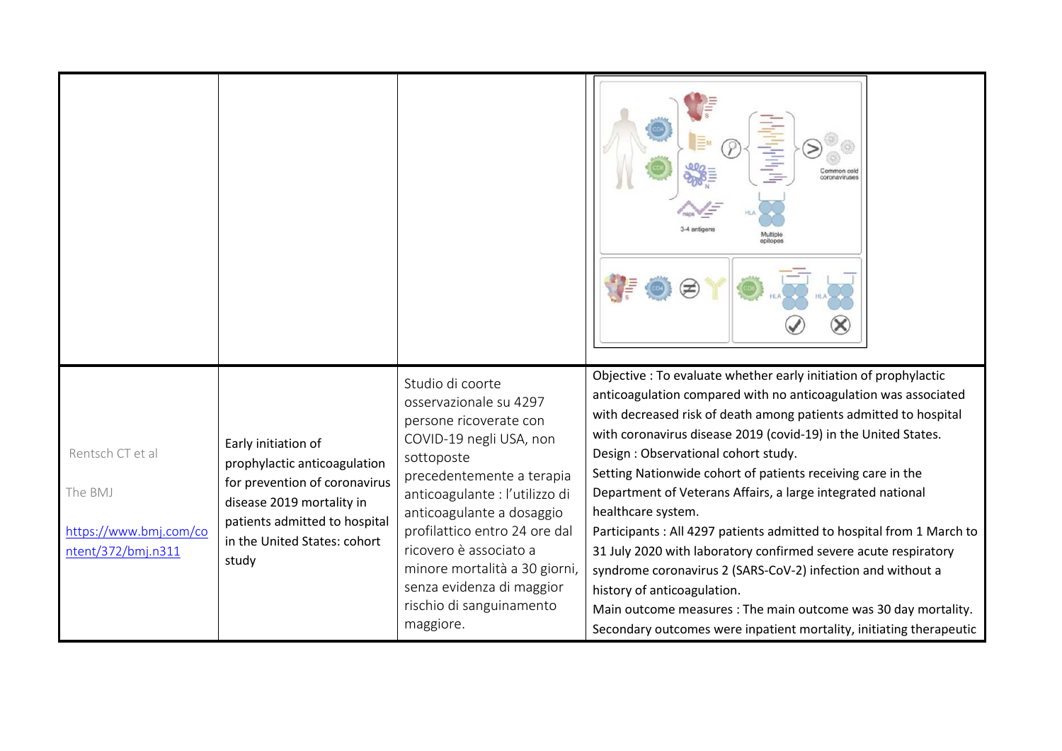| | | | |
|---|---|---|---|
| | | | |
| Rentsch CT et al<br><br>The BMJ<br><br>https://www.bmj.com/content/372/bmj.n311 | Early initiation of prophylactic anticoagulation for prevention of coronavirus disease 2019 mortality in patients admitted to hospital in the United States: cohort study | Studio di coorte osservazionale su 4297 persone ricoverate con COVID-19 negli USA, non sottoposte precedentemente a terapia anticoagulante : l'utilizzo di anticoagulante a dosaggio profilattico entro 24 ore dal ricovero è associato a minore mortalità a 30 giorni, senza evidenza di maggior rischio di sanguinamento maggiore. | Objective : To evaluate whether early initiation of prophylactic anticoagulation compared with no anticoagulation was associated with decreased risk of death among patients admitted to hospital with coronavirus disease 2019 (covid-19) in the United States.<br>Design : Observational cohort study.<br>Setting Nationwide cohort of patients receiving care in the Department of Veterans Affairs, a large integrated national healthcare system.<br>Participants : All 4297 patients admitted to hospital from 1 March to 31 July 2020 with laboratory confirmed severe acute respiratory syndrome coronavirus 2 (SARS-CoV-2) infection and without a history of anticoagulation.<br>Main outcome measures : The main outcome was 30 day mortality. Secondary outcomes were inpatient mortality, initiating therapeutic |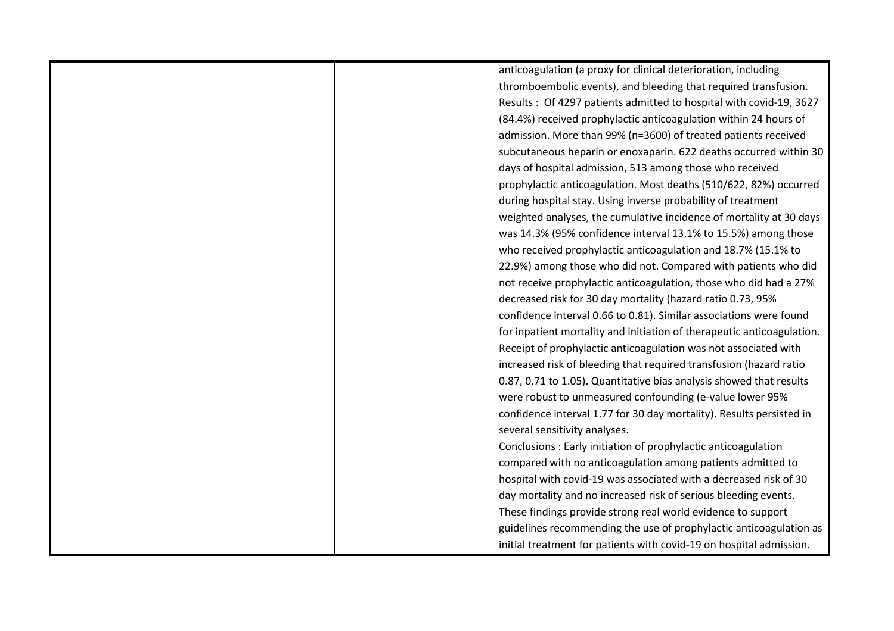| | | | |
|---|---|---|---|
| | | | anticoagulation (a proxy for clinical deterioration, including thromboembolic events), and bleeding that required transfusion.<br>Results : Of 4297 patients admitted to hospital with covid-19, 3627 (84.4%) received prophylactic anticoagulation within 24 hours of admission. More than 99% (n=3600) of treated patients received subcutaneous heparin or enoxaparin. 622 deaths occurred within 30 days of hospital admission, 513 among those who received prophylactic anticoagulation. Most deaths (510/622, 82%) occurred during hospital stay. Using inverse probability of treatment weighted analyses, the cumulative incidence of mortality at 30 days was 14.3% (95% confidence interval 13.1% to 15.5%) among those who received prophylactic anticoagulation and 18.7% (15.1% to 22.9%) among those who did not. Compared with patients who did not receive prophylactic anticoagulation, those who did had a 27% decreased risk for 30 day mortality (hazard ratio 0.73, 95% confidence interval 0.66 to 0.81). Similar associations were found for inpatient mortality and initiation of therapeutic anticoagulation. Receipt of prophylactic anticoagulation was not associated with increased risk of bleeding that required transfusion (hazard ratio 0.87, 0.71 to 1.05). Quantitative bias analysis showed that results were robust to unmeasured confounding (e-value lower 95% confidence interval 1.77 for 30 day mortality). Results persisted in several sensitivity analyses.<br>Conclusions : Early initiation of prophylactic anticoagulation compared with no anticoagulation among patients admitted to hospital with covid-19 was associated with a decreased risk of 30 day mortality and no increased risk of serious bleeding events. These findings provide strong real world evidence to support guidelines recommending the use of prophylactic anticoagulation as initial treatment for patients with covid-19 on hospital admission. |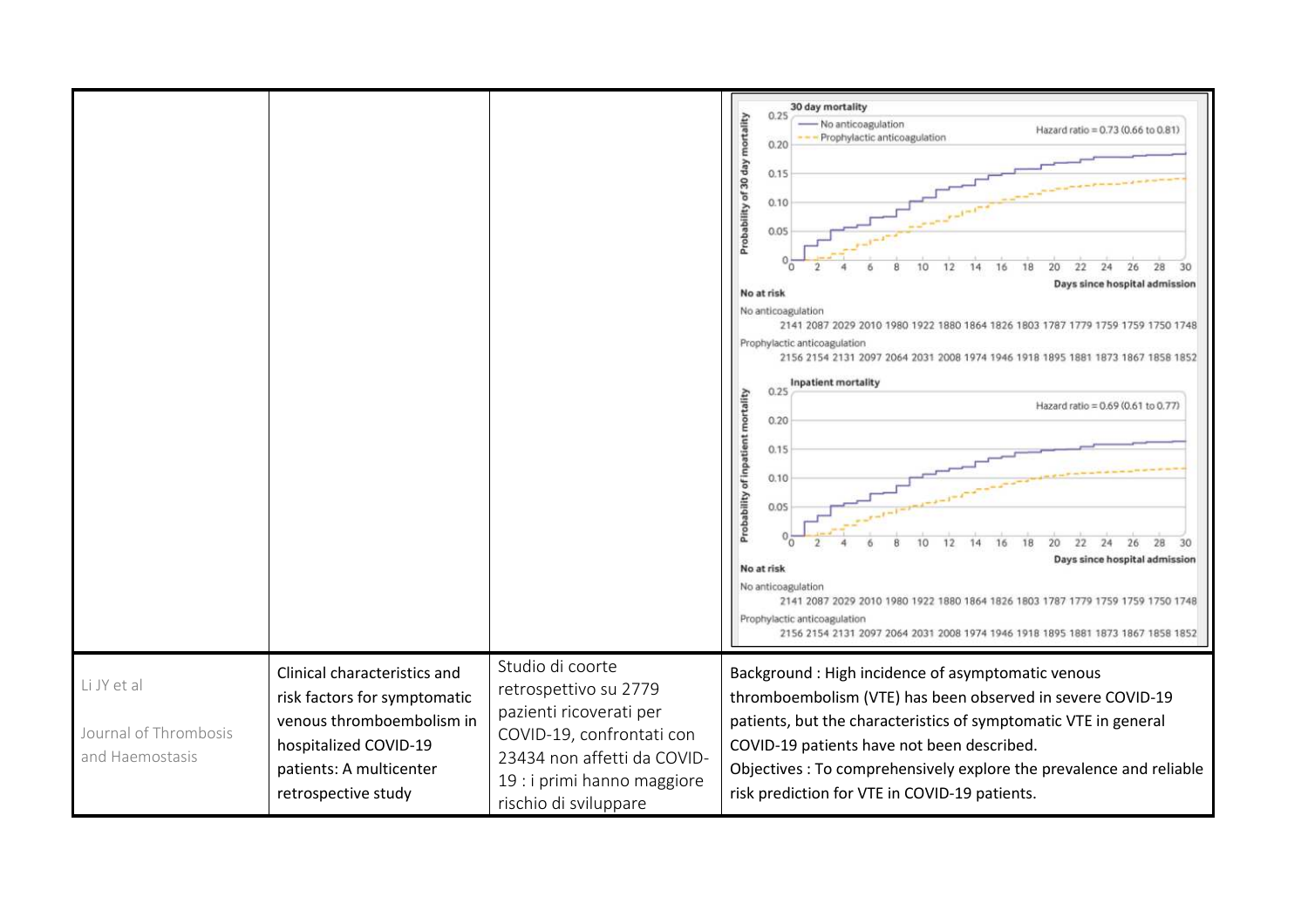| | | | |
|---|---|---|---|
| | | | **30 day mortality**<br>— No anticoagulation<br>- - - Prophylactic anticoagulation<br>Hazard ratio = 0.73 (0.66 to 0.81)<br>Probability of 30 day mortality: 0, 0.05, 0.10, 0.15, 0.20, 0.25<br>Days since hospital admission: 0 2 4 6 8 10 12 14 16 18 20 22 24 26 28 30<br>**No at risk**<br>No anticoagulation<br>2141 2087 2029 2010 1980 1922 1880 1864 1826 1803 1787 1779 1759 1759 1750 1748<br>Prophylactic anticoagulation<br>2156 2154 2131 2097 2064 2031 2008 1974 1946 1918 1895 1881 1873 1867 1858 1852<br><br>**Inpatient mortality**<br>Hazard ratio = 0.69 (0.61 to 0.77)<br>Probability of inpatient mortality: 0, 0.05, 0.10, 0.15, 0.20, 0.25<br>Days since hospital admission: 0 2 4 6 8 10 12 14 16 18 20 22 24 26 28 30<br>**No at risk**<br>No anticoagulation<br>2141 2087 2029 2010 1980 1922 1880 1864 1826 1803 1787 1779 1759 1759 1750 1748<br>Prophylactic anticoagulation<br>2156 2154 2131 2097 2064 2031 2008 1974 1946 1918 1895 1881 1873 1867 1858 1852 |
| Li JY et al<br><br>Journal of Thrombosis and Haemostasis | Clinical characteristics and risk factors for symptomatic venous thromboembolism in hospitalized COVID-19 patients: A multicenter retrospective study | Studio di coorte retrospettivo su 2779 pazienti ricoverati per COVID-19, confrontati con 23434 non affetti da COVID-19 : i primi hanno maggiore rischio di sviluppare | Background : High incidence of asymptomatic venous thromboembolism (VTE) has been observed in severe COVID-19 patients, but the characteristics of symptomatic VTE in general COVID-19 patients have not been described.<br>Objectives : To comprehensively explore the prevalence and reliable risk prediction for VTE in COVID-19 patients. |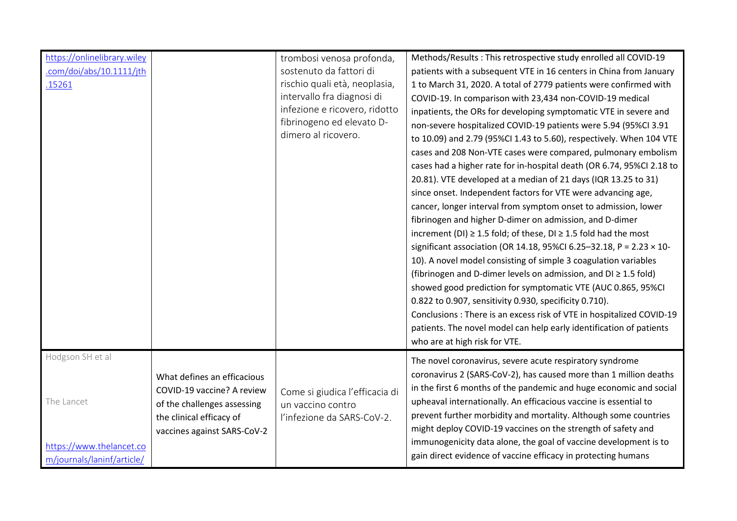| | | | |
|---|---|---|---|
| https://onlinelibrary.wiley.com/doi/abs/10.1111/jth.15261 | | trombosi venosa profonda, sostenuto da fattori di rischio quali età, neoplasia, intervallo fra diagnosi di infezione e ricovero, ridotto fibrinogeno ed elevato D-dimero al ricovero. | Methods/Results : This retrospective study enrolled all COVID-19 patients with a subsequent VTE in 16 centers in China from January 1 to March 31, 2020. A total of 2779 patients were confirmed with COVID-19. In comparison with 23,434 non-COVID-19 medical inpatients, the ORs for developing symptomatic VTE in severe and non-severe hospitalized COVID-19 patients were 5.94 (95%CI 3.91 to 10.09) and 2.79 (95%CI 1.43 to 5.60), respectively. When 104 VTE cases and 208 Non-VTE cases were compared, pulmonary embolism cases had a higher rate for in-hospital death (OR 6.74, 95%CI 2.18 to 20.81). VTE developed at a median of 21 days (IQR 13.25 to 31) since onset. Independent factors for VTE were advancing age, cancer, longer interval from symptom onset to admission, lower fibrinogen and higher D-dimer on admission, and D-dimer increment (DI) ≥ 1.5 fold; of these, DI ≥ 1.5 fold had the most significant association (OR 14.18, 95%CI 6.25–32.18, $P = 2.23 \times 10^{-10}$). A novel model consisting of simple 3 coagulation variables (fibrinogen and D-dimer levels on admission, and DI ≥ 1.5 fold) showed good prediction for symptomatic VTE (AUC 0.865, 95%CI 0.822 to 0.907, sensitivity 0.930, specificity 0.710).<br>Conclusions : There is an excess risk of VTE in hospitalized COVID-19 patients. The novel model can help early identification of patients who are at high risk for VTE. |
| Hodgson SH et al<br><br>The Lancet<br><br>https://www.thelancet.com/journals/laninf/article/ | What defines an efficacious COVID-19 vaccine? A review of the challenges assessing the clinical efficacy of vaccines against SARS-CoV-2 | Come si giudica l'efficacia di un vaccino contro l'infezione da SARS-CoV-2. | The novel coronavirus, severe acute respiratory syndrome coronavirus 2 (SARS-CoV-2), has caused more than 1 million deaths in the first 6 months of the pandemic and huge economic and social upheaval internationally. An efficacious vaccine is essential to prevent further morbidity and mortality. Although some countries might deploy COVID-19 vaccines on the strength of safety and immunogenicity data alone, the goal of vaccine development is to gain direct evidence of vaccine efficacy in protecting humans |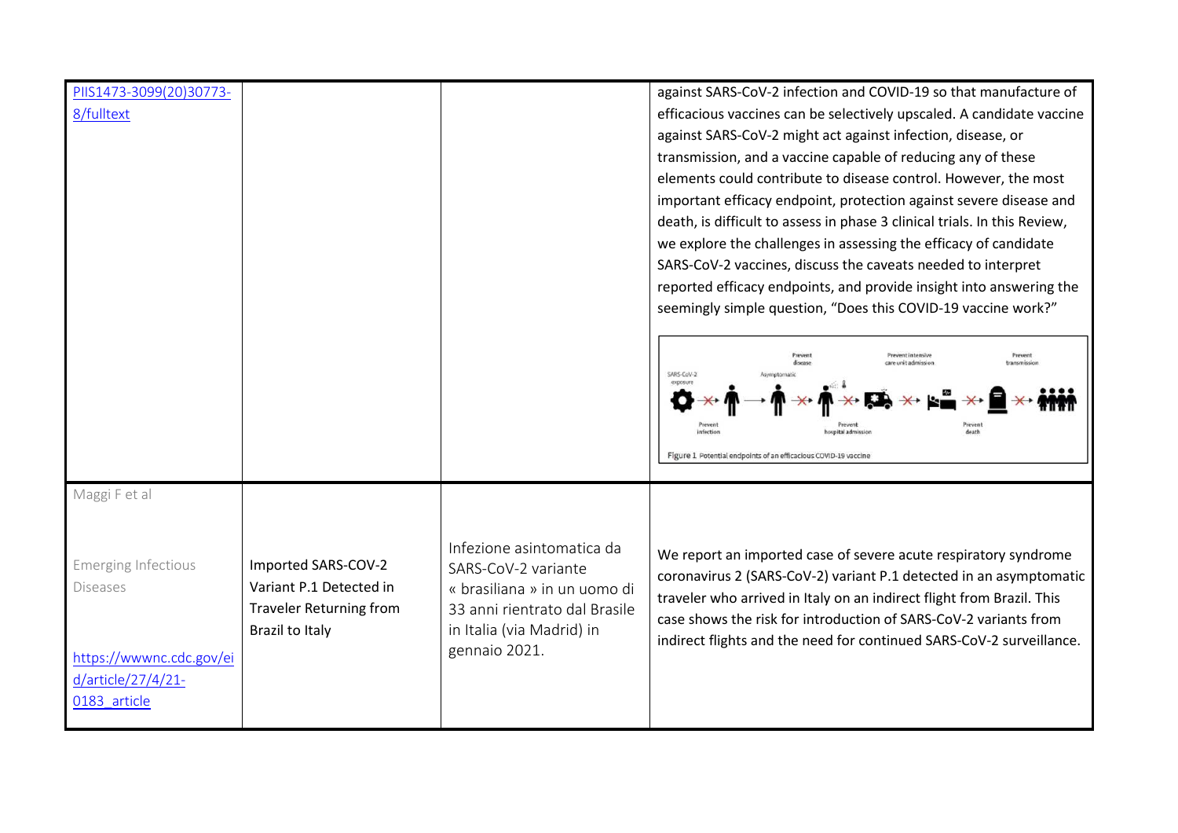| | | | |
|---|---|---|---|
| PIIS1473-3099(20)30773-8/fulltext | | | against SARS-CoV-2 infection and COVID-19 so that manufacture of efficacious vaccines can be selectively upscaled. A candidate vaccine against SARS-CoV-2 might act against infection, disease, or transmission, and a vaccine capable of reducing any of these elements could contribute to disease control. However, the most important efficacy endpoint, protection against severe disease and death, is difficult to assess in phase 3 clinical trials. In this Review, we explore the challenges in assessing the efficacy of candidate SARS-CoV-2 vaccines, discuss the caveats needed to interpret reported efficacy endpoints, and provide insight into answering the seemingly simple question, "Does this COVID-19 vaccine work?" <br><br> Figure 1 Potential endpoints of an efficacious COVID-19 vaccine |
| Maggi F et al <br><br> Emerging Infectious Diseases <br><br> https://wwwnc.cdc.gov/eid/article/27/4/21-0183_article | **Imported SARS-COV-2 Variant P.1 Detected in Traveler Returning from Brazil to Italy** | Infezione asintomatica da SARS-CoV-2 variante « brasiliana » in un uomo di 33 anni rientrato dal Brasile in Italia (via Madrid) in gennaio 2021. | We report an imported case of severe acute respiratory syndrome coronavirus 2 (SARS-CoV-2) variant P.1 detected in an asymptomatic traveler who arrived in Italy on an indirect flight from Brazil. This case shows the risk for introduction of SARS-CoV-2 variants from indirect flights and the need for continued SARS-CoV-2 surveillance. |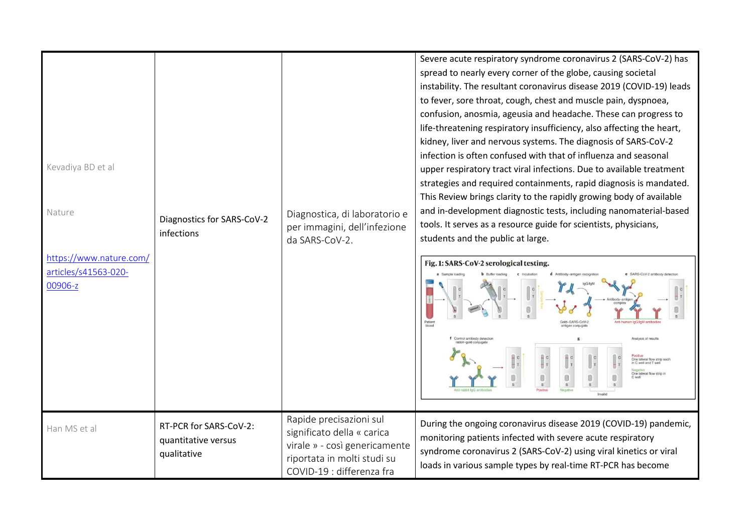| | | | |
|---|---|---|---|
| Kevadiya BD et al<br><br>Nature<br><br>https://www.nature.com/articles/s41563-020-00906-z | Diagnostics for SARS-CoV-2 infections | Diagnostica, di laboratorio e per immagini, dell'infezione da SARS-CoV-2. | Severe acute respiratory syndrome coronavirus 2 (SARS-CoV-2) has spread to nearly every corner of the globe, causing societal instability. The resultant coronavirus disease 2019 (COVID-19) leads to fever, sore throat, cough, chest and muscle pain, dyspnoea, confusion, anosmia, ageusia and headache. These can progress to life-threatening respiratory insufficiency, also affecting the heart, kidney, liver and nervous systems. The diagnosis of SARS-CoV-2 infection is often confused with that of influenza and seasonal upper respiratory tract viral infections. Due to available treatment strategies and required containments, rapid diagnosis is mandated. This Review brings clarity to the rapidly growing body of available and in-development diagnostic tests, including nanomaterial-based tools. It serves as a resource guide for scientists, physicians, students and the public at large.<br><br>**Fig. 1: SARS-CoV-2 serological testing.** |
| Han MS et al | RT-PCR for SARS-CoV-2: quantitative versus qualitative | Rapide precisazioni sul significato della « carica virale » - così genericamente riportata in molti studi su COVID-19 : differenza fra | During the ongoing coronavirus disease 2019 (COVID-19) pandemic, monitoring patients infected with severe acute respiratory syndrome coronavirus 2 (SARS-CoV-2) using viral kinetics or viral loads in various sample types by real-time RT-PCR has become |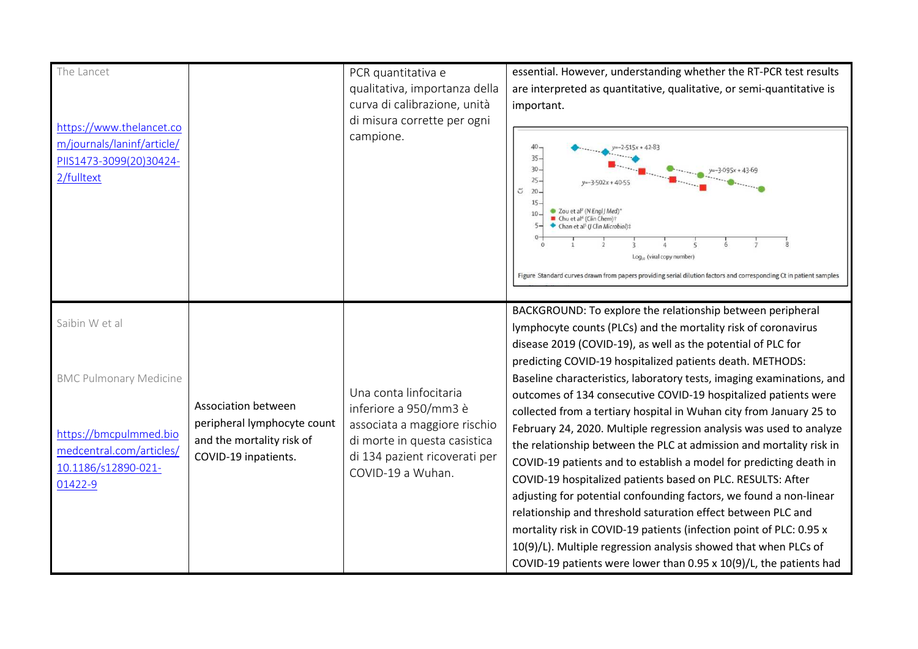| | | | |
|---|---|---|---|
| The Lancet<br><br>https://www.thelancet.com/journals/laninf/article/PIIS1473-3099(20)30424-2/fulltext | | PCR quantitativa e qualitativa, importanza della curva di calibrazione, unità di misura corrette per ogni campione. | essential. However, understanding whether the RT-PCR test results are interpreted as quantitative, qualitative, or semi-quantitative is important.<br><br>Figure Standard curves drawn from papers providing serial dilution factors and corresponding Ct in patient samples |
| Saibin W et al<br><br>BMC Pulmonary Medicine<br><br>https://bmcpulmmed.biomedcentral.com/articles/10.1186/s12890-021-01422-9 | Association between peripheral lymphocyte count and the mortality risk of COVID-19 inpatients. | Una conta linfocitaria inferiore a 950/mm3 è associata a maggiore rischio di morte in questa casistica di 134 pazienti ricoverati per COVID-19 a Wuhan. | BACKGROUND: To explore the relationship between peripheral lymphocyte counts (PLCs) and the mortality risk of coronavirus disease 2019 (COVID-19), as well as the potential of PLC for predicting COVID-19 hospitalized patients death. METHODS: Baseline characteristics, laboratory tests, imaging examinations, and outcomes of 134 consecutive COVID-19 hospitalized patients were collected from a tertiary hospital in Wuhan city from January 25 to February 24, 2020. Multiple regression analysis was used to analyze the relationship between the PLC at admission and mortality risk in COVID-19 patients and to establish a model for predicting death in COVID-19 hospitalized patients based on PLC. RESULTS: After adjusting for potential confounding factors, we found a non-linear relationship and threshold saturation effect between PLC and mortality risk in COVID-19 patients (infection point of PLC: 0.95 x 10(9)/L). Multiple regression analysis showed that when PLCs of COVID-19 patients were lower than 0.95 x 10(9)/L, the patients had |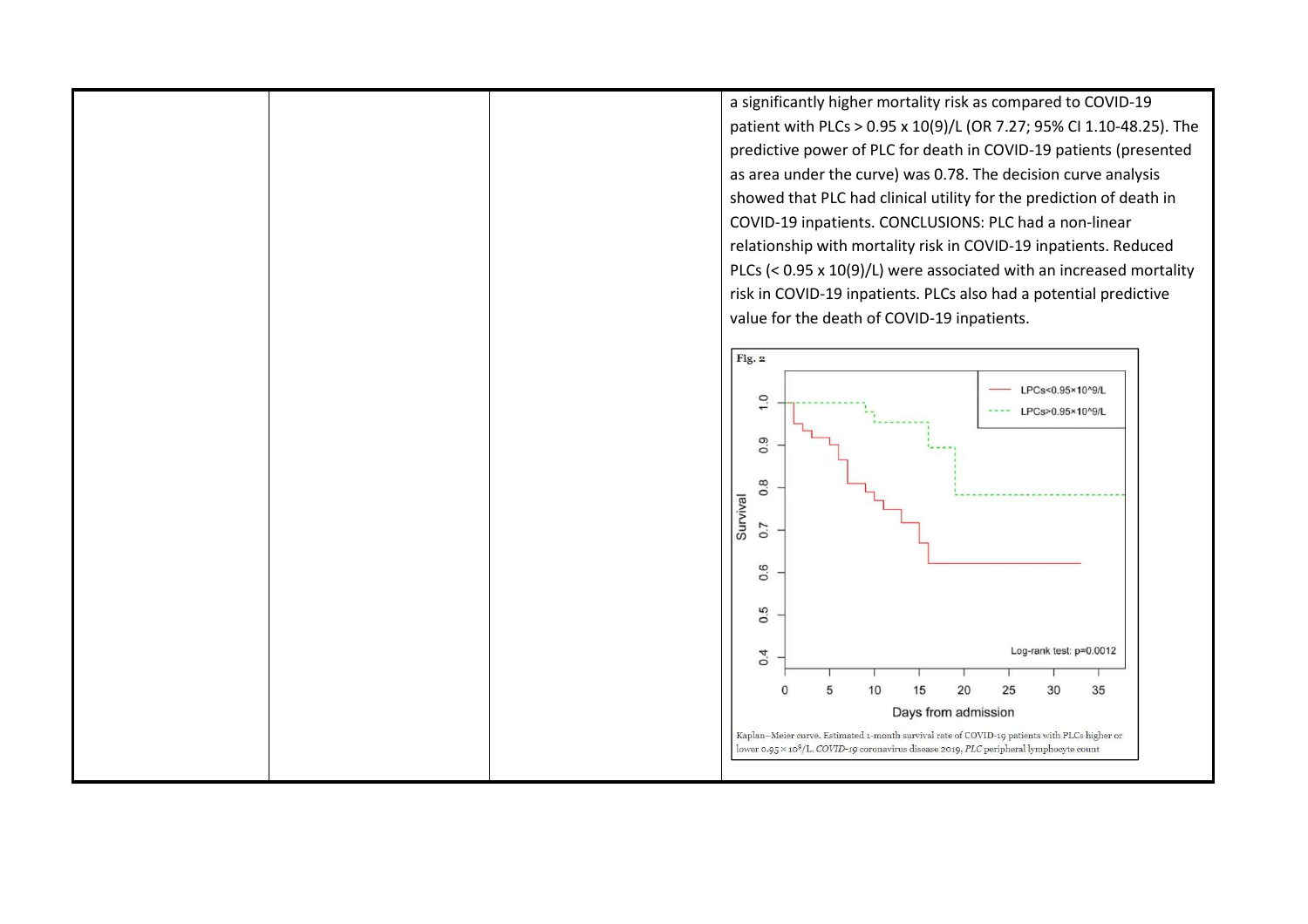|  |  |  | a significantly higher mortality risk as compared to COVID-19 patient with PLCs > 0.95 x 10(9)/L (OR 7.27; 95% CI 1.10-48.25). The predictive power of PLC for death in COVID-19 patients (presented as area under the curve) was 0.78. The decision curve analysis showed that PLC had clinical utility for the prediction of death in COVID-19 inpatients. CONCLUSIONS: PLC had a non-linear relationship with mortality risk in COVID-19 inpatients. Reduced PLCs (< 0.95 x 10(9)/L) were associated with an increased mortality risk in COVID-19 inpatients. PLCs also had a potential predictive value for the death of COVID-19 inpatients.<br><br>Fig. 2<br><br>Kaplan–Meier curve. Estimated 1-month survival rate of COVID-19 patients with PLCs higher or lower 0.95 × $10^9$/L. *COVID-19* coronavirus disease 2019, *PLC* peripheral lymphocyte count |
|---|---|---|---|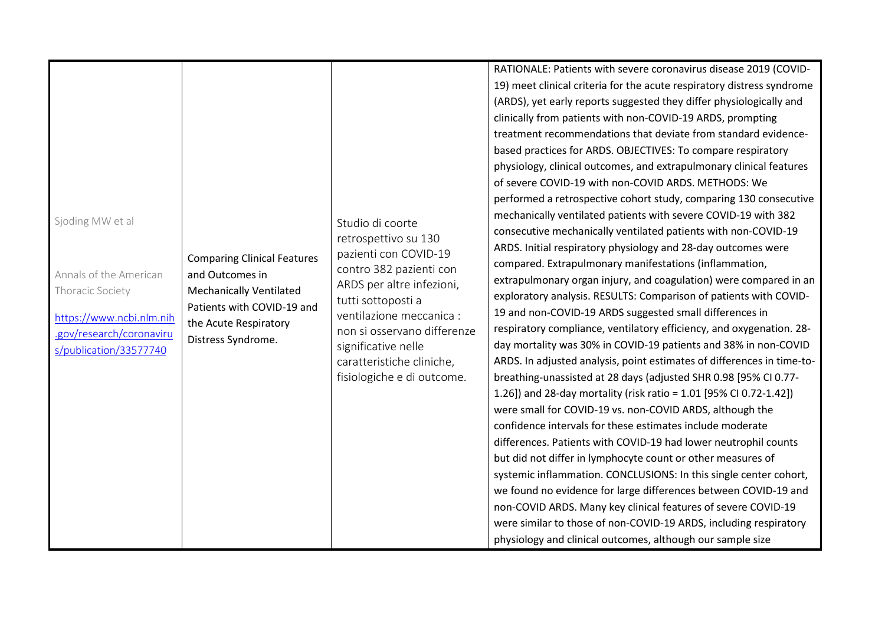| | | | |
|---|---|---|---|
| Sjoding MW et al<br><br>Annals of the American Thoracic Society<br><br>https://www.ncbi.nlm.nih.gov/research/coronavirus/publication/33577740 | Comparing Clinical Features and Outcomes in Mechanically Ventilated Patients with COVID-19 and the Acute Respiratory Distress Syndrome. | Studio di coorte retrospettivo su 130 pazienti con COVID-19 contro 382 pazienti con ARDS per altre infezioni, tutti sottoposti a ventilazione meccanica : non si osservano differenze significative nelle caratteristiche cliniche, fisiologiche e di outcome. | RATIONALE: Patients with severe coronavirus disease 2019 (COVID-19) meet clinical criteria for the acute respiratory distress syndrome (ARDS), yet early reports suggested they differ physiologically and clinically from patients with non-COVID-19 ARDS, prompting treatment recommendations that deviate from standard evidence-based practices for ARDS. OBJECTIVES: To compare respiratory physiology, clinical outcomes, and extrapulmonary clinical features of severe COVID-19 with non-COVID ARDS. METHODS: We performed a retrospective cohort study, comparing 130 consecutive mechanically ventilated patients with severe COVID-19 with 382 consecutive mechanically ventilated patients with non-COVID-19 ARDS. Initial respiratory physiology and 28-day outcomes were compared. Extrapulmonary manifestations (inflammation, extrapulmonary organ injury, and coagulation) were compared in an exploratory analysis. RESULTS: Comparison of patients with COVID-19 and non-COVID-19 ARDS suggested small differences in respiratory compliance, ventilatory efficiency, and oxygenation. 28-day mortality was 30% in COVID-19 patients and 38% in non-COVID ARDS. In adjusted analysis, point estimates of differences in time-to-breathing-unassisted at 28 days (adjusted SHR 0.98 [95% CI 0.77-1.26]) and 28-day mortality (risk ratio = 1.01 [95% CI 0.72-1.42]) were small for COVID-19 vs. non-COVID ARDS, although the confidence intervals for these estimates include moderate differences. Patients with COVID-19 had lower neutrophil counts but did not differ in lymphocyte count or other measures of systemic inflammation. CONCLUSIONS: In this single center cohort, we found no evidence for large differences between COVID-19 and non-COVID ARDS. Many key clinical features of severe COVID-19 were similar to those of non-COVID-19 ARDS, including respiratory physiology and clinical outcomes, although our sample size |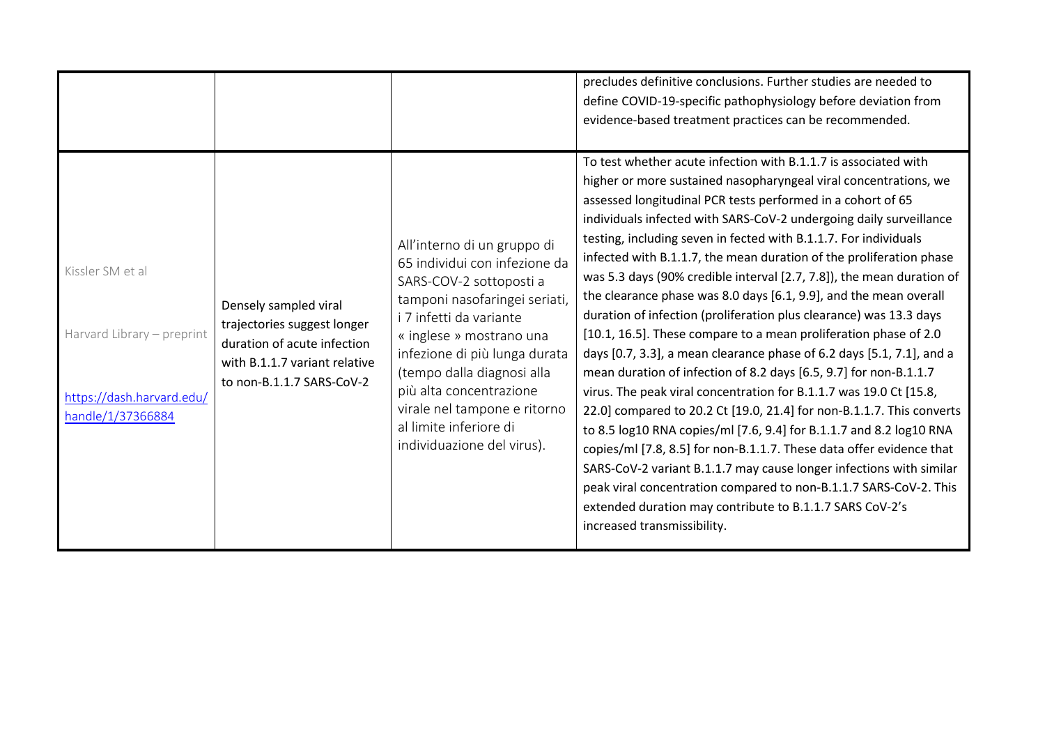| | | | |
|---|---|---|---|
| | | | precludes definitive conclusions. Further studies are needed to define COVID-19-specific pathophysiology before deviation from evidence-based treatment practices can be recommended. |
| Kissler SM et al<br><br>Harvard Library – preprint<br><br>[https://dash.harvard.edu/handle/1/37366884](https://dash.harvard.edu/handle/1/37366884) | Densely sampled viral trajectories suggest longer duration of acute infection with B.1.1.7 variant relative to non-B.1.1.7 SARS-CoV-2 | All'interno di un gruppo di 65 individui con infezione da SARS-COV-2 sottoposti a tamponi nasofaringei seriati, i 7 infetti da variante « inglese » mostrano una infezione di più lunga durata (tempo dalla diagnosi alla più alta concentrazione virale nel tampone e ritorno al limite inferiore di individuazione del virus). | To test whether acute infection with B.1.1.7 is associated with higher or more sustained nasopharyngeal viral concentrations, we assessed longitudinal PCR tests performed in a cohort of 65 individuals infected with SARS-CoV-2 undergoing daily surveillance testing, including seven in fected with B.1.1.7. For individuals infected with B.1.1.7, the mean duration of the proliferation phase was 5.3 days (90% credible interval [2.7, 7.8]), the mean duration of the clearance phase was 8.0 days [6.1, 9.9], and the mean overall duration of infection (proliferation plus clearance) was 13.3 days [10.1, 16.5]. These compare to a mean proliferation phase of 2.0 days [0.7, 3.3], a mean clearance phase of 6.2 days [5.1, 7.1], and a mean duration of infection of 8.2 days [6.5, 9.7] for non-B.1.1.7 virus. The peak viral concentration for B.1.1.7 was 19.0 Ct [15.8, 22.0] compared to 20.2 Ct [19.0, 21.4] for non-B.1.1.7. This converts to 8.5 log10 RNA copies/ml [7.6, 9.4] for B.1.1.7 and 8.2 log10 RNA copies/ml [7.8, 8.5] for non-B.1.1.7. These data offer evidence that SARS-CoV-2 variant B.1.1.7 may cause longer infections with similar peak viral concentration compared to non-B.1.1.7 SARS-CoV-2. This extended duration may contribute to B.1.1.7 SARS CoV-2's increased transmissibility. |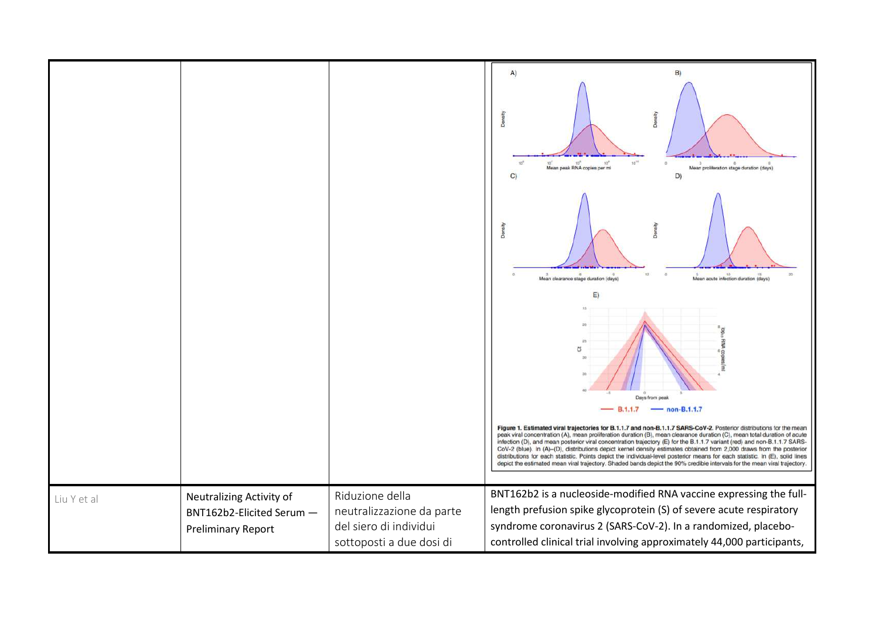| | | | |
|---|---|---|---|
| | | | **Figure 1. Estimated viral trajectories for B.1.1.7 and non-B.1.1.7 SARS-CoV-2.** Posterior distributions for the mean peak viral concentration (A), mean proliferation duration (B), mean clearance duration (C), mean total duration of acute infection (D), and mean posterior viral concentration trajectory (E) for the B.1.1.7 variant (red) and non-B.1.1.7 SARS-CoV-2 (blue). In (A)–(D), distributions depict kernel density estimates obtained from 2,000 draws from the posterior distributions for each statistic. Points depict the individual-level posterior means for each statistic. In (E), solid lines depict the estimated mean viral trajectory. Shaded bands depict the 90% credible intervals for the mean viral trajectory. |
| Liu Y et al | Neutralizing Activity of BNT162b2-Elicited Serum — Preliminary Report | Riduzione della neutralizzazione da parte del siero di individui sottoposti a due dosi di | BNT162b2 is a nucleoside-modified RNA vaccine expressing the full-length prefusion spike glycoprotein (S) of severe acute respiratory syndrome coronavirus 2 (SARS-CoV-2). In a randomized, placebo-controlled clinical trial involving approximately 44,000 participants, |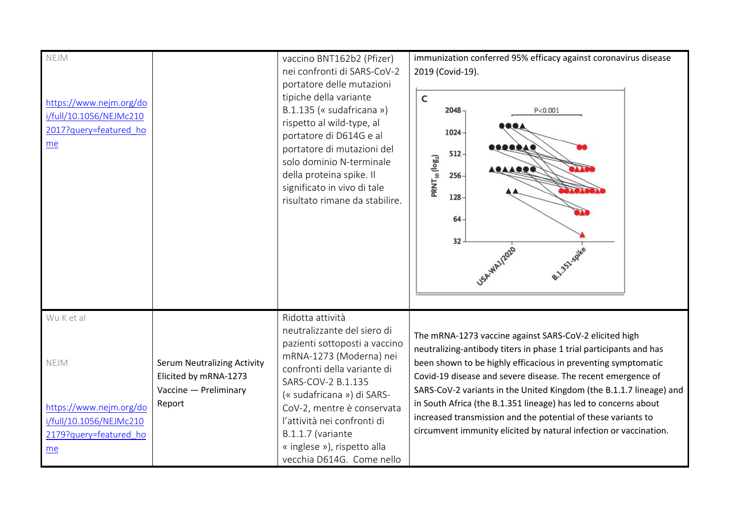| | | | |
|---|---|---|---|
| NEJM<br><br>https://www.nejm.org/doi/full/10.1056/NEJMc2102017?query=featured_home | | vaccino BNT162b2 (Pfizer) nei confronti di SARS-CoV-2 portatore delle mutazioni tipiche della variante B.1.135 (« sudafricana ») rispetto al wild-type, al portatore di D614G e al portatore di mutazioni del solo dominio N-terminale della proteina spike. Il significato in vivo di tale risultato rimane da stabilire. | immunization conferred 95% efficacy against coronavirus disease 2019 (Covid-19). |
| Wu K et al<br><br>NEJM<br><br>https://www.nejm.org/doi/full/10.1056/NEJMc2102179?query=featured_home | Serum Neutralizing Activity Elicited by mRNA-1273 Vaccine — Preliminary Report | Ridotta attività neutralizzante del siero di pazienti sottoposti a vaccino mRNA-1273 (Moderna) nei confronti della variante di SARS-COV-2 B.1.135 (« sudafricana ») di SARS-CoV-2, mentre è conservata l'attività nei confronti di B.1.1.7 (variante « inglese »), rispetto alla vecchia D614G. Come nello | The mRNA-1273 vaccine against SARS-CoV-2 elicited high neutralizing-antibody titers in phase 1 trial participants and has been shown to be highly efficacious in preventing symptomatic Covid-19 disease and severe disease. The recent emergence of SARS-CoV-2 variants in the United Kingdom (the B.1.1.7 lineage) and in South Africa (the B.1.351 lineage) has led to concerns about increased transmission and the potential of these variants to circumvent immunity elicited by natural infection or vaccination. |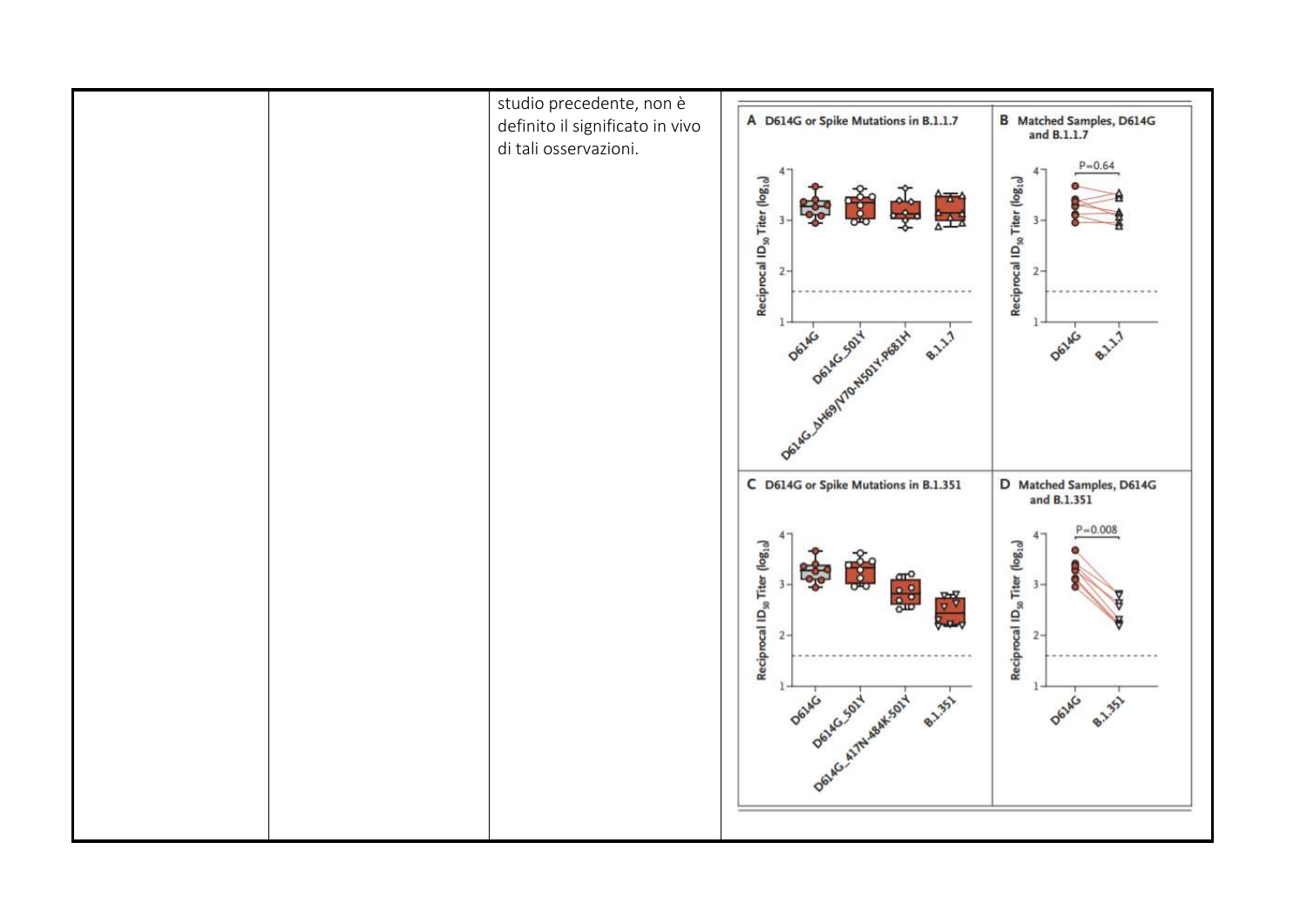| | | | |
|---|---|---|---|
| | | studio precedente, non è definito il significato in vivo di tali osservazioni. | |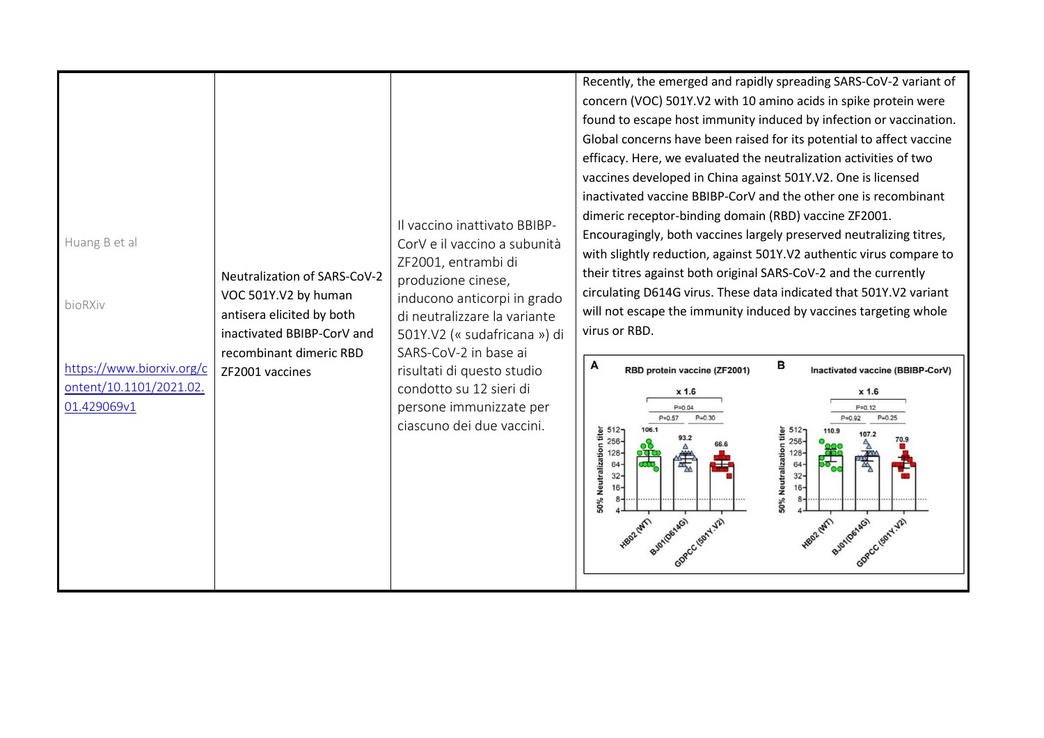| | | | |
|---|---|---|---|
| Huang B et al<br><br>bioRXiv<br><br>[https://www.biorxiv.org/content/10.1101/2021.02.01.429069v1](https://www.biorxiv.org/content/10.1101/2021.02.01.429069v1) | Neutralization of SARS-CoV-2 VOC 501Y.V2 by human antisera elicited by both inactivated BBIBP-CorV and recombinant dimeric RBD ZF2001 vaccines | Il vaccino inattivato BBIBP-CorV e il vaccino a subunità ZF2001, entrambi di produzione cinese, inducono anticorpi in grado di neutralizzare la variante 501Y.V2 (« sudafricana ») di SARS-CoV-2 in base ai risultati di questo studio condotto su 12 sieri di persone immunizzate per ciascuno dei due vaccini. | Recently, the emerged and rapidly spreading SARS-CoV-2 variant of concern (VOC) 501Y.V2 with 10 amino acids in spike protein were found to escape host immunity induced by infection or vaccination. Global concerns have been raised for its potential to affect vaccine efficacy. Here, we evaluated the neutralization activities of two vaccines developed in China against 501Y.V2. One is licensed inactivated vaccine BBIBP-CorV and the other one is recombinant dimeric receptor-binding domain (RBD) vaccine ZF2001. Encouragingly, both vaccines largely preserved neutralizing titres, with slightly reduction, against 501Y.V2 authentic virus compare to their titres against both original SARS-CoV-2 and the currently circulating D614G virus. These data indicated that 501Y.V2 variant will not escape the immunity induced by vaccines targeting whole virus or RBD. |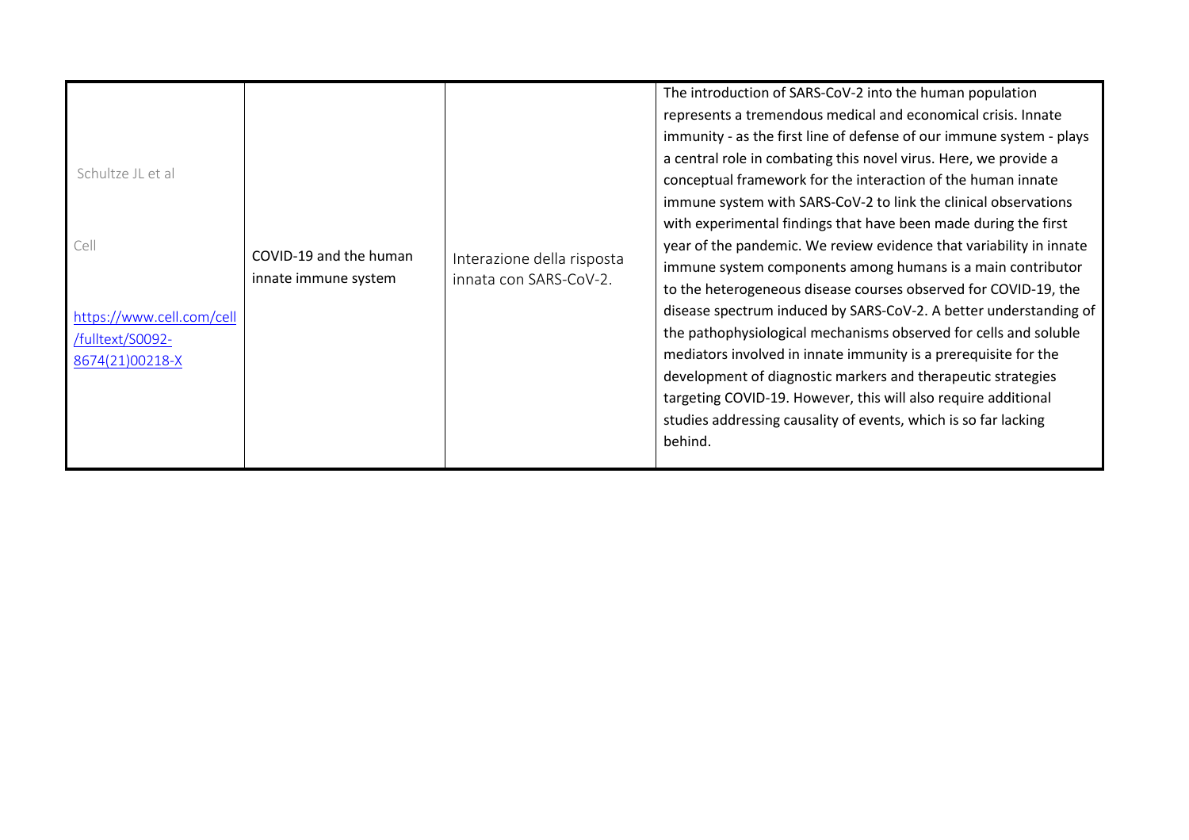| | | | |
|---|---|---|---|
| Schultze JL et al<br><br>Cell<br><br>https://www.cell.com/cell/fulltext/S0092-8674(21)00218-X | COVID-19 and the human innate immune system | Interazione della risposta innata con SARS-CoV-2. | The introduction of SARS-CoV-2 into the human population represents a tremendous medical and economical crisis. Innate immunity - as the first line of defense of our immune system - plays a central role in combating this novel virus. Here, we provide a conceptual framework for the interaction of the human innate immune system with SARS-CoV-2 to link the clinical observations with experimental findings that have been made during the first year of the pandemic. We review evidence that variability in innate immune system components among humans is a main contributor to the heterogeneous disease courses observed for COVID-19, the disease spectrum induced by SARS-CoV-2. A better understanding of the pathophysiological mechanisms observed for cells and soluble mediators involved in innate immunity is a prerequisite for the development of diagnostic markers and therapeutic strategies targeting COVID-19. However, this will also require additional studies addressing causality of events, which is so far lacking behind. |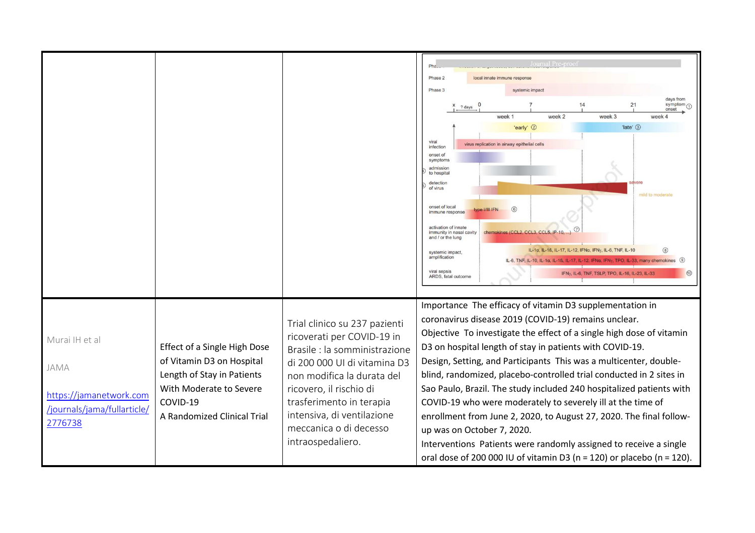| | | | |
|---|---|---|---|
| | | | |
| Murai IH et al<br><br>JAMA<br><br>https://jamanetwork.com/journals/jama/fullarticle/2776738 | Effect of a Single High Dose of Vitamin D3 on Hospital Length of Stay in Patients With Moderate to Severe COVID-19<br>A Randomized Clinical Trial | Trial clinico su 237 pazienti ricoverati per COVID-19 in Brasile : la somministrazione di 200 000 UI di vitamina D3 non modifica la durata del ricovero, il rischio di trasferimento in terapia intensiva, di ventilazione meccanica o di decesso intraospedaliero. | Importance The efficacy of vitamin D3 supplementation in coronavirus disease 2019 (COVID-19) remains unclear.<br>Objective To investigate the effect of a single high dose of vitamin D3 on hospital length of stay in patients with COVID-19.<br>Design, Setting, and Participants This was a multicenter, double-blind, randomized, placebo-controlled trial conducted in 2 sites in Sao Paulo, Brazil. The study included 240 hospitalized patients with COVID-19 who were moderately to severely ill at the time of enrollment from June 2, 2020, to August 27, 2020. The final follow-up was on October 7, 2020.<br>Interventions Patients were randomly assigned to receive a single oral dose of 200 000 IU of vitamin D3 (n = 120) or placebo (n = 120). |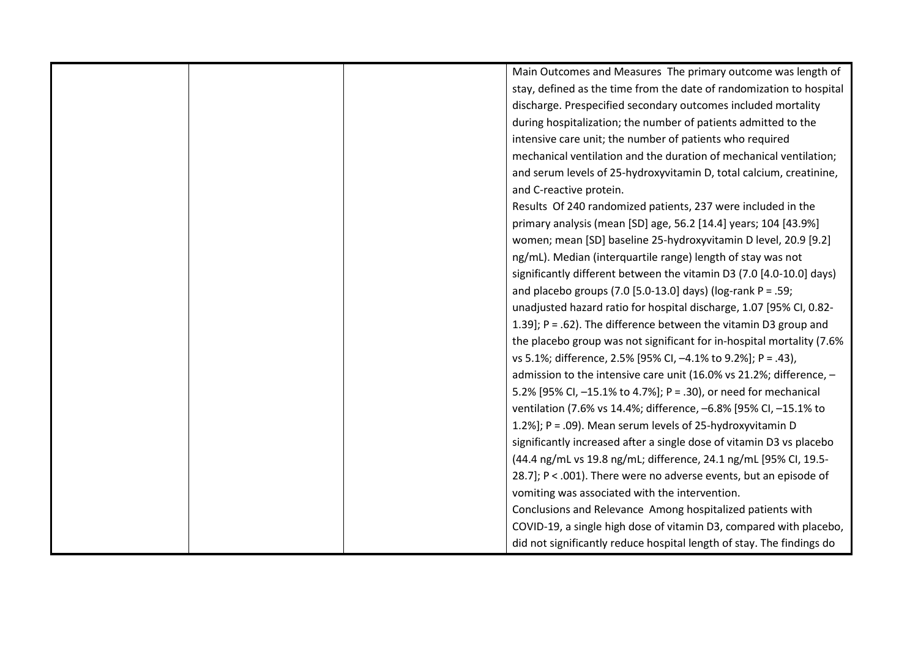| | | | Main Outcomes and Measures The primary outcome was length of stay, defined as the time from the date of randomization to hospital discharge. Prespecified secondary outcomes included mortality during hospitalization; the number of patients admitted to the intensive care unit; the number of patients who required mechanical ventilation and the duration of mechanical ventilation; and serum levels of 25-hydroxyvitamin D, total calcium, creatinine, and C-reactive protein.<br>Results Of 240 randomized patients, 237 were included in the primary analysis (mean [SD] age, 56.2 [14.4] years; 104 [43.9%] women; mean [SD] baseline 25-hydroxyvitamin D level, 20.9 [9.2] ng/mL). Median (interquartile range) length of stay was not significantly different between the vitamin D3 (7.0 [4.0-10.0] days) and placebo groups (7.0 [5.0-13.0] days) (log-rank P = .59; unadjusted hazard ratio for hospital discharge, 1.07 [95% CI, 0.82-1.39]; P = .62). The difference between the vitamin D3 group and the placebo group was not significant for in-hospital mortality (7.6% vs 5.1%; difference, 2.5% [95% CI, –4.1% to 9.2%]; P = .43), admission to the intensive care unit (16.0% vs 21.2%; difference, –5.2% [95% CI, –15.1% to 4.7%]; P = .30), or need for mechanical ventilation (7.6% vs 14.4%; difference, –6.8% [95% CI, –15.1% to 1.2%]; P = .09). Mean serum levels of 25-hydroxyvitamin D significantly increased after a single dose of vitamin D3 vs placebo (44.4 ng/mL vs 19.8 ng/mL; difference, 24.1 ng/mL [95% CI, 19.5-28.7]; P < .001). There were no adverse events, but an episode of vomiting was associated with the intervention.<br>Conclusions and Relevance Among hospitalized patients with COVID-19, a single high dose of vitamin D3, compared with placebo, did not significantly reduce hospital length of stay. The findings do |
|---|---|---|---|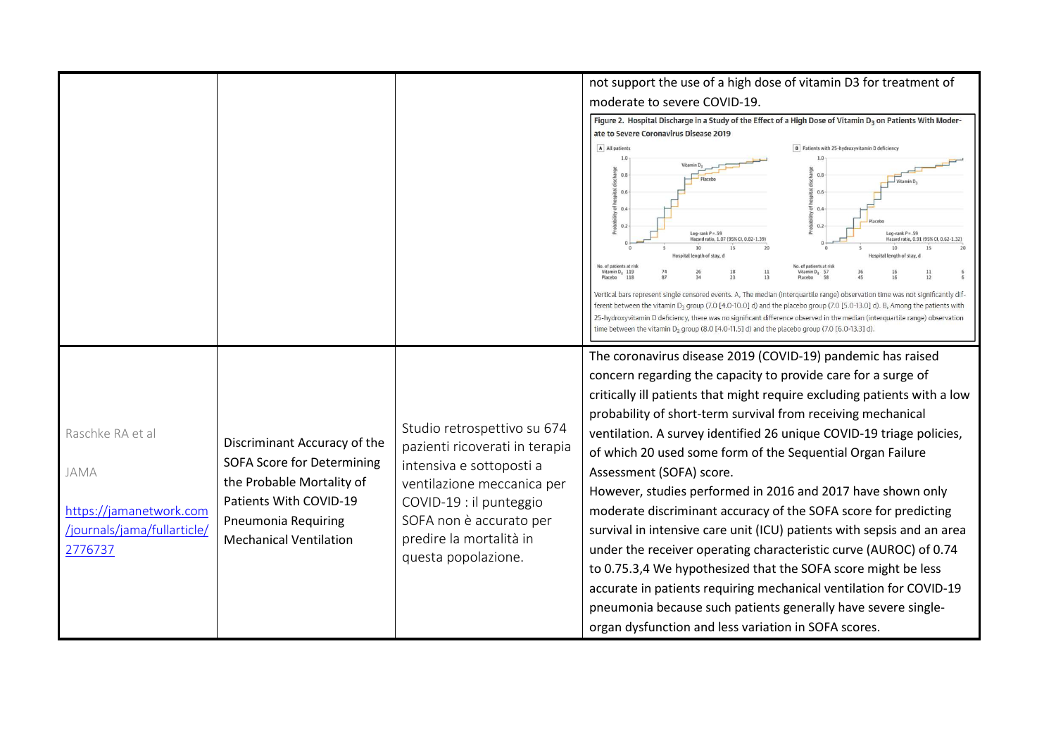| | | | |
|---|---|---|---|
| | | | not support the use of a high dose of vitamin D3 for treatment of moderate to severe COVID-19.<br>Figure 2. Hospital Discharge in a Study of the Effect of a High Dose of Vitamin $D_3$ on Patients With Moderate to Severe Coronavirus Disease 2019<br>Vertical bars represent single censored events. A, The median (interquartile range) observation time was not significantly different between the vitamin $D_3$ group (7.0 [4.0-10.0] d) and the placebo group (7.0 [5.0-13.0] d). B, Among the patients with 25-hydroxyvitamin D deficiency, there was no significant difference observed in the median (interquartile range) observation time between the vitamin $D_3$ group (8.0 [4.0-11.5] d) and the placebo group (7.0 [6.0-13.3] d). |
| Raschke RA et al<br><br>JAMA<br><br>https://jamanetwork.com/journals/jama/fullarticle/2776737 | Discriminant Accuracy of the SOFA Score for Determining the Probable Mortality of Patients With COVID-19 Pneumonia Requiring Mechanical Ventilation | Studio retrospettivo su 674 pazienti ricoverati in terapia intensiva e sottoposti a ventilazione meccanica per COVID-19 : il punteggio SOFA non è accurato per predire la mortalità in questa popolazione. | The coronavirus disease 2019 (COVID-19) pandemic has raised concern regarding the capacity to provide care for a surge of critically ill patients that might require excluding patients with a low probability of short-term survival from receiving mechanical ventilation. A survey identified 26 unique COVID-19 triage policies, of which 20 used some form of the Sequential Organ Failure Assessment (SOFA) score.<br>However, studies performed in 2016 and 2017 have shown only moderate discriminant accuracy of the SOFA score for predicting survival in intensive care unit (ICU) patients with sepsis and an area under the receiver operating characteristic curve (AUROC) of 0.74 to 0.75.3,4 We hypothesized that the SOFA score might be less accurate in patients requiring mechanical ventilation for COVID-19 pneumonia because such patients generally have severe single-organ dysfunction and less variation in SOFA scores. |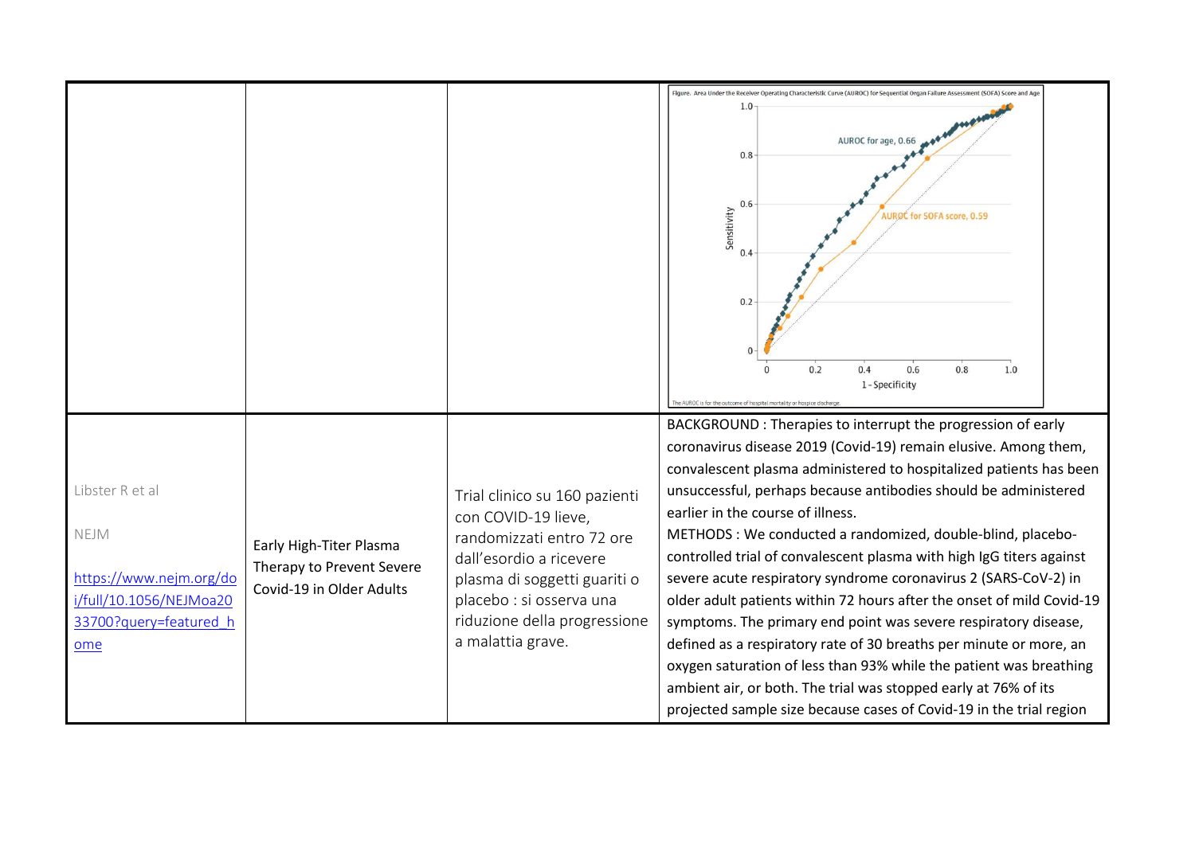| | | | |
|---|---|---|---|
| | | | Figure. Area Under the Receiver Operating Characteristic Curve (AUROC) for Sequential Organ Failure Assessment (SOFA) Score and Age<br>AUROC for age, 0.66<br>AUROC for SOFA score, 0.59<br>The AUROC is for the outcome of hospital mortality or hospice discharge. |
| Libster R et al<br><br>NEJM<br><br>[https://www.nejm.org/doi/full/10.1056/NEJMoa2033700?query=featured_home](https://www.nejm.org/doi/full/10.1056/NEJMoa2033700?query=featured_home) | Early High-Titer Plasma Therapy to Prevent Severe Covid-19 in Older Adults | Trial clinico su 160 pazienti con COVID-19 lieve, randomizzati entro 72 ore dall'esordio a ricevere plasma di soggetti guariti o placebo : si osserva una riduzione della progressione a malattia grave. | BACKGROUND : Therapies to interrupt the progression of early coronavirus disease 2019 (Covid-19) remain elusive. Among them, convalescent plasma administered to hospitalized patients has been unsuccessful, perhaps because antibodies should be administered earlier in the course of illness.<br>METHODS : We conducted a randomized, double-blind, placebo-controlled trial of convalescent plasma with high IgG titers against severe acute respiratory syndrome coronavirus 2 (SARS-CoV-2) in older adult patients within 72 hours after the onset of mild Covid-19 symptoms. The primary end point was severe respiratory disease, defined as a respiratory rate of 30 breaths per minute or more, an oxygen saturation of less than 93% while the patient was breathing ambient air, or both. The trial was stopped early at 76% of its projected sample size because cases of Covid-19 in the trial region |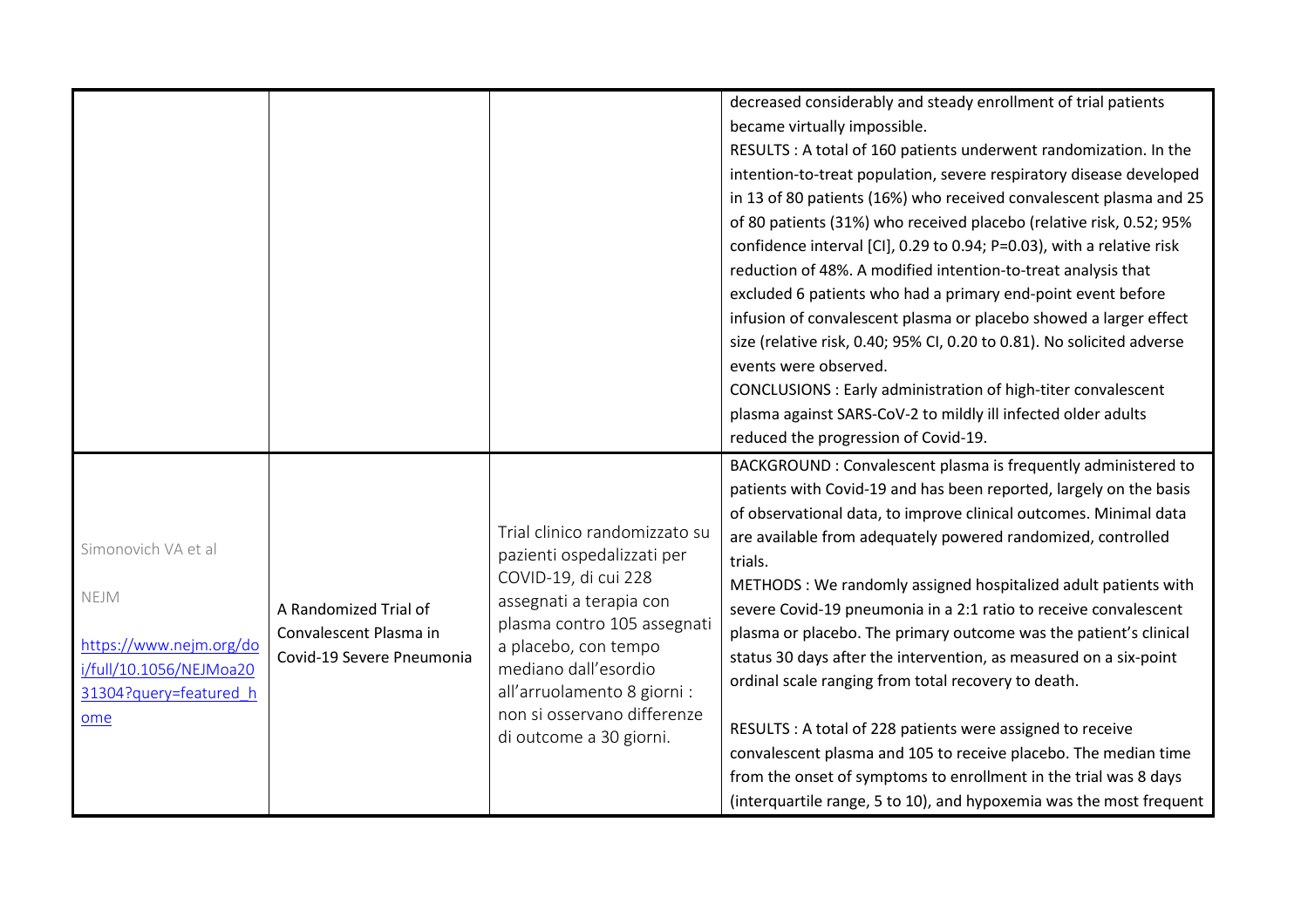| | | | |
|---|---|---|---|
| | | | decreased considerably and steady enrollment of trial patients became virtually impossible.<br>RESULTS : A total of 160 patients underwent randomization. In the intention-to-treat population, severe respiratory disease developed in 13 of 80 patients (16%) who received convalescent plasma and 25 of 80 patients (31%) who received placebo (relative risk, 0.52; 95% confidence interval [CI], 0.29 to 0.94; P=0.03), with a relative risk reduction of 48%. A modified intention-to-treat analysis that excluded 6 patients who had a primary end-point event before infusion of convalescent plasma or placebo showed a larger effect size (relative risk, 0.40; 95% CI, 0.20 to 0.81). No solicited adverse events were observed.<br>CONCLUSIONS : Early administration of high-titer convalescent plasma against SARS-CoV-2 to mildly ill infected older adults reduced the progression of Covid-19. |
| Simonovich VA et al<br><br>NEJM<br><br>https://www.nejm.org/doi/full/10.1056/NEJMoa2031304?query=featured_home | A Randomized Trial of Convalescent Plasma in Covid-19 Severe Pneumonia | Trial clinico randomizzato su pazienti ospedalizzati per COVID-19, di cui 228 assegnati a terapia con plasma contro 105 assegnati a placebo, con tempo mediano dall'esordio all'arruolamento 8 giorni : non si osservano differenze di outcome a 30 giorni. | BACKGROUND : Convalescent plasma is frequently administered to patients with Covid-19 and has been reported, largely on the basis of observational data, to improve clinical outcomes. Minimal data are available from adequately powered randomized, controlled trials.<br>METHODS : We randomly assigned hospitalized adult patients with severe Covid-19 pneumonia in a 2:1 ratio to receive convalescent plasma or placebo. The primary outcome was the patient's clinical status 30 days after the intervention, as measured on a six-point ordinal scale ranging from total recovery to death.<br><br>RESULTS : A total of 228 patients were assigned to receive convalescent plasma and 105 to receive placebo. The median time from the onset of symptoms to enrollment in the trial was 8 days (interquartile range, 5 to 10), and hypoxemia was the most frequent |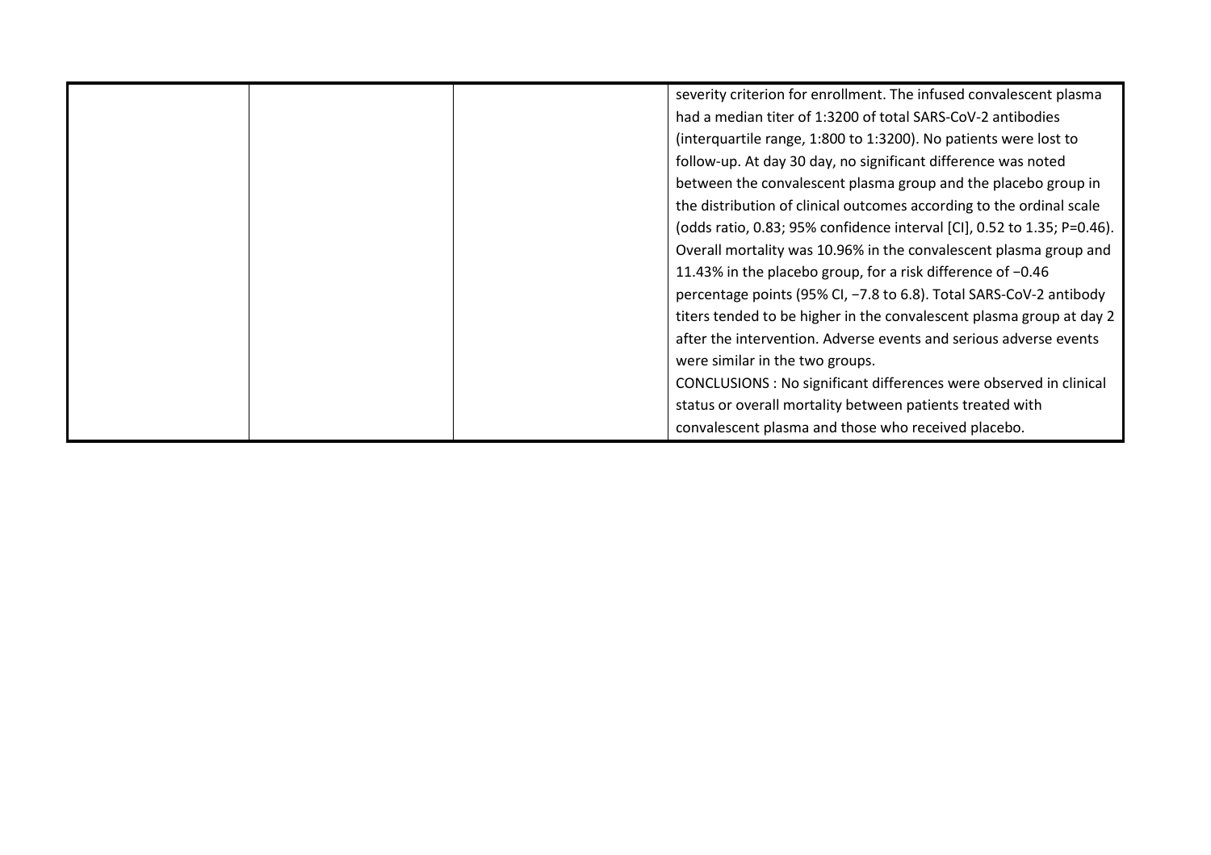|  |  |  | severity criterion for enrollment. The infused convalescent plasma had a median titer of 1:3200 of total SARS-CoV-2 antibodies (interquartile range, 1:800 to 1:3200). No patients were lost to follow-up. At day 30 day, no significant difference was noted between the convalescent plasma group and the placebo group in the distribution of clinical outcomes according to the ordinal scale (odds ratio, 0.83; 95% confidence interval [CI], 0.52 to 1.35; P=0.46). Overall mortality was 10.96% in the convalescent plasma group and 11.43% in the placebo group, for a risk difference of −0.46 percentage points (95% CI, −7.8 to 6.8). Total SARS-CoV-2 antibody titers tended to be higher in the convalescent plasma group at day 2 after the intervention. Adverse events and serious adverse events were similar in the two groups.<br>CONCLUSIONS : No significant differences were observed in clinical status or overall mortality between patients treated with convalescent plasma and those who received placebo. |
|---|---|---|---|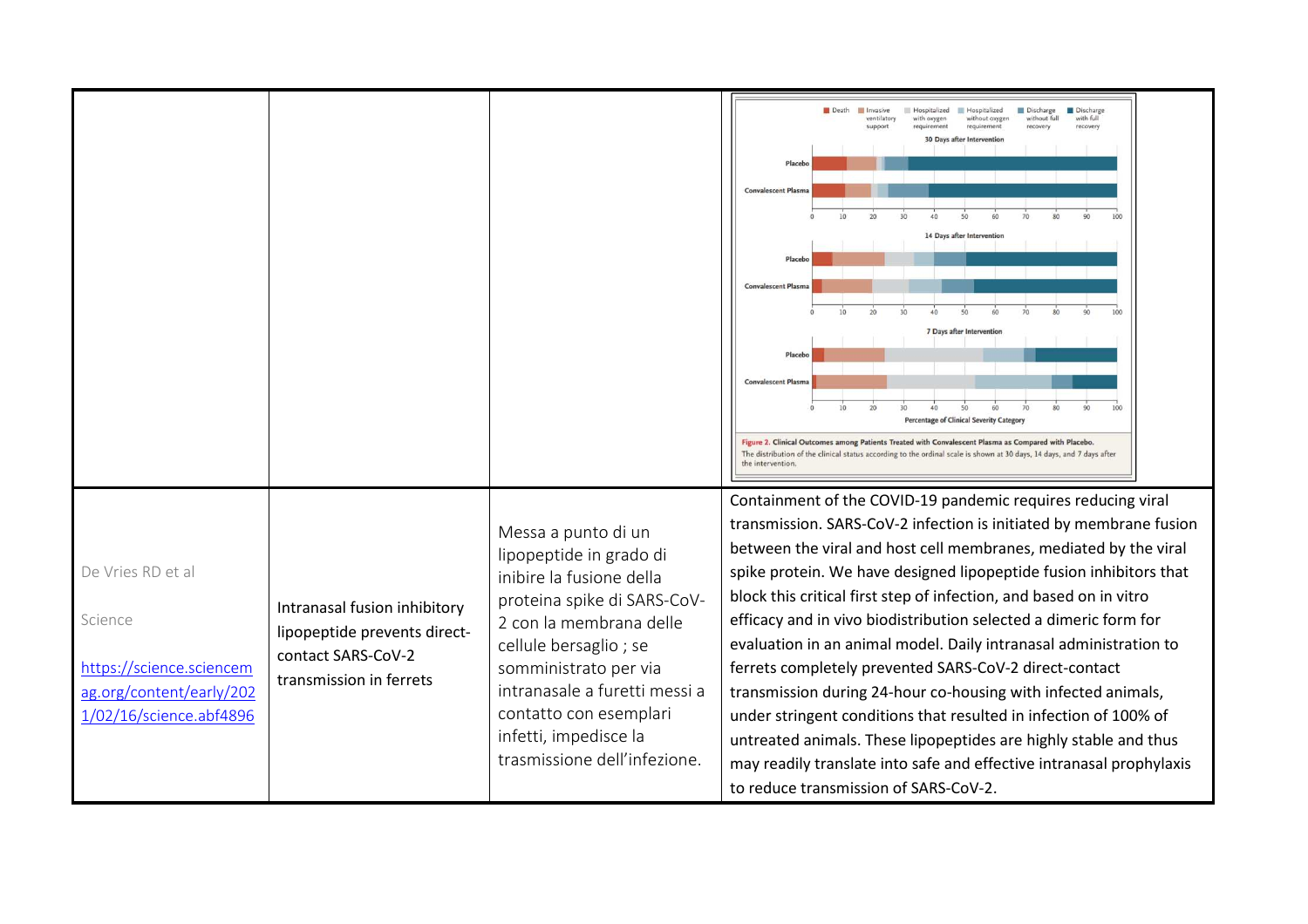| | | | |
|---|---|---|---|
| | | | Figure 2. Clinical Outcomes among Patients Treated with Convalescent Plasma as Compared with Placebo. The distribution of the clinical status according to the ordinal scale is shown at 30 days, 14 days, and 7 days after the intervention. |
| De Vries RD et al<br><br>Science<br><br>https://science.sciencemag.org/content/early/2021/02/16/science.abf4896 | Intranasal fusion inhibitory lipopeptide prevents direct-contact SARS-CoV-2 transmission in ferrets | Messa a punto di un lipopeptide in grado di inibire la fusione della proteina spike di SARS-CoV-2 con la membrana delle cellule bersaglio ; se somministrato per via intranasale a furetti messi a contatto con esemplari infetti, impedisce la trasmissione dell'infezione. | Containment of the COVID-19 pandemic requires reducing viral transmission. SARS-CoV-2 infection is initiated by membrane fusion between the viral and host cell membranes, mediated by the viral spike protein. We have designed lipopeptide fusion inhibitors that block this critical first step of infection, and based on in vitro efficacy and in vivo biodistribution selected a dimeric form for evaluation in an animal model. Daily intranasal administration to ferrets completely prevented SARS-CoV-2 direct-contact transmission during 24-hour co-housing with infected animals, under stringent conditions that resulted in infection of 100% of untreated animals. These lipopeptides are highly stable and thus may readily translate into safe and effective intranasal prophylaxis to reduce transmission of SARS-CoV-2. |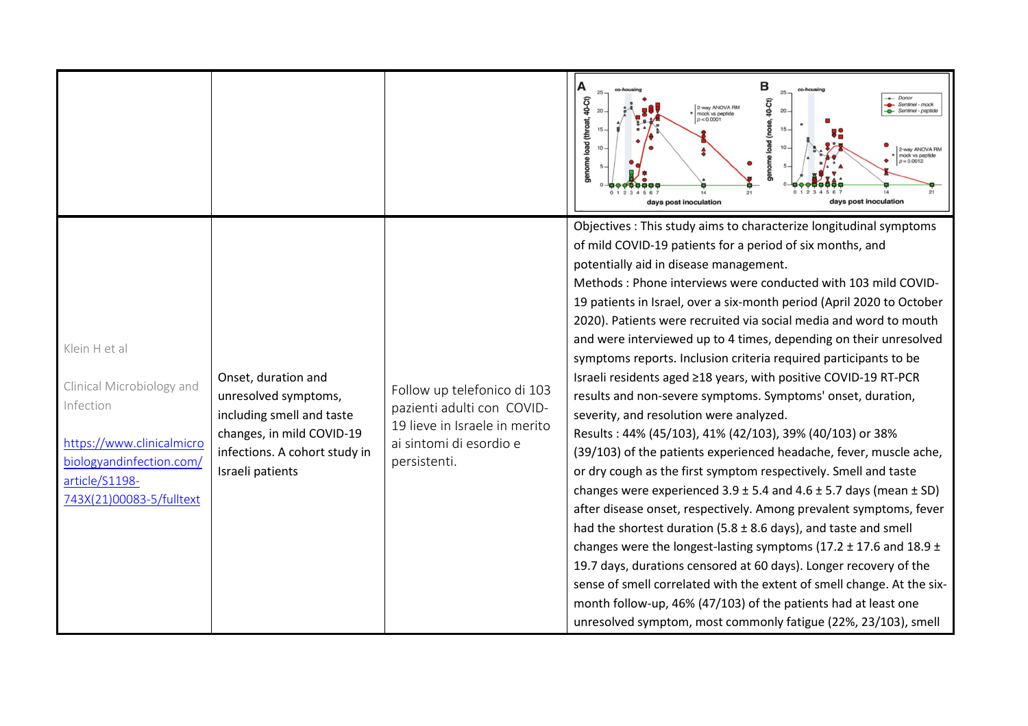| | | | |
|---|---|---|---|
| | | | |
| Klein H et al<br><br>Clinical Microbiology and Infection<br><br>https://www.clinicalmicrobiologyandinfection.com/article/S1198-743X(21)00083-5/fulltext | Onset, duration and unresolved symptoms, including smell and taste changes, in mild COVID-19 infections. A cohort study in Israeli patients | Follow up telefonico di 103 pazienti adulti con COVID-19 lieve in Israele in merito ai sintomi di esordio e persistenti. | Objectives : This study aims to characterize longitudinal symptoms of mild COVID-19 patients for a period of six months, and potentially aid in disease management.<br>Methods : Phone interviews were conducted with 103 mild COVID-19 patients in Israel, over a six-month period (April 2020 to October 2020). Patients were recruited via social media and word to mouth and were interviewed up to 4 times, depending on their unresolved symptoms reports. Inclusion criteria required participants to be Israeli residents aged ≥18 years, with positive COVID-19 RT-PCR results and non-severe symptoms. Symptoms' onset, duration, severity, and resolution were analyzed.<br>Results : 44% (45/103), 41% (42/103), 39% (40/103) or 38% (39/103) of the patients experienced headache, fever, muscle ache, or dry cough as the first symptom respectively. Smell and taste changes were experienced 3.9 ± 5.4 and 4.6 ± 5.7 days (mean ± SD) after disease onset, respectively. Among prevalent symptoms, fever had the shortest duration (5.8 ± 8.6 days), and taste and smell changes were the longest-lasting symptoms (17.2 ± 17.6 and 18.9 ± 19.7 days, durations censored at 60 days). Longer recovery of the sense of smell correlated with the extent of smell change. At the six-month follow-up, 46% (47/103) of the patients had at least one unresolved symptom, most commonly fatigue (22%, 23/103), smell |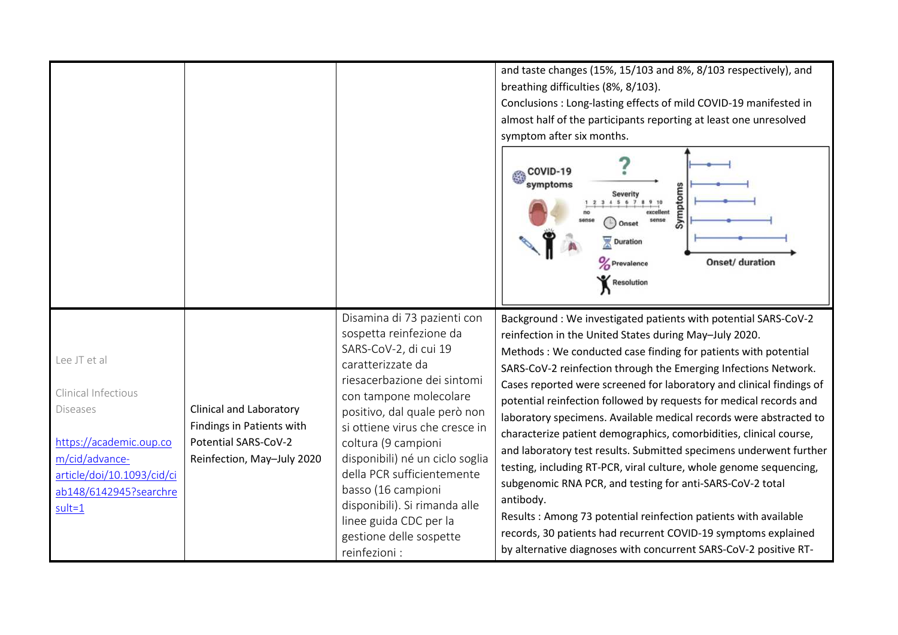| | | | |
|---|---|---|---|
| | | | and taste changes (15%, 15/103 and 8%, 8/103 respectively), and breathing difficulties (8%, 8/103).<br>Conclusions : Long-lasting effects of mild COVID-19 manifested in almost half of the participants reporting at least one unresolved symptom after six months. |
| Lee JT et al<br><br>Clinical Infectious Diseases<br><br>https://academic.oup.com/cid/advance-article/doi/10.1093/cid/ciab148/6142945?searchresult=1 | Clinical and Laboratory Findings in Patients with Potential SARS-CoV-2 Reinfection, May–July 2020 | Disamina di 73 pazienti con sospetta reinfezione da SARS-CoV-2, di cui 19 caratterizzate da riesacerbazione dei sintomi con tampone molecolare positivo, dal quale però non si ottiene virus che cresce in coltura (9 campioni disponibili) né un ciclo soglia della PCR sufficientemente basso (16 campioni disponibili). Si rimanda alle linee guida CDC per la gestione delle sospette reinfezioni : | Background : We investigated patients with potential SARS-CoV-2 reinfection in the United States during May–July 2020.<br>Methods : We conducted case finding for patients with potential SARS-CoV-2 reinfection through the Emerging Infections Network. Cases reported were screened for laboratory and clinical findings of potential reinfection followed by requests for medical records and laboratory specimens. Available medical records were abstracted to characterize patient demographics, comorbidities, clinical course, and laboratory test results. Submitted specimens underwent further testing, including RT-PCR, viral culture, whole genome sequencing, subgenomic RNA PCR, and testing for anti-SARS-CoV-2 total antibody.<br>Results : Among 73 potential reinfection patients with available records, 30 patients had recurrent COVID-19 symptoms explained by alternative diagnoses with concurrent SARS-CoV-2 positive RT- |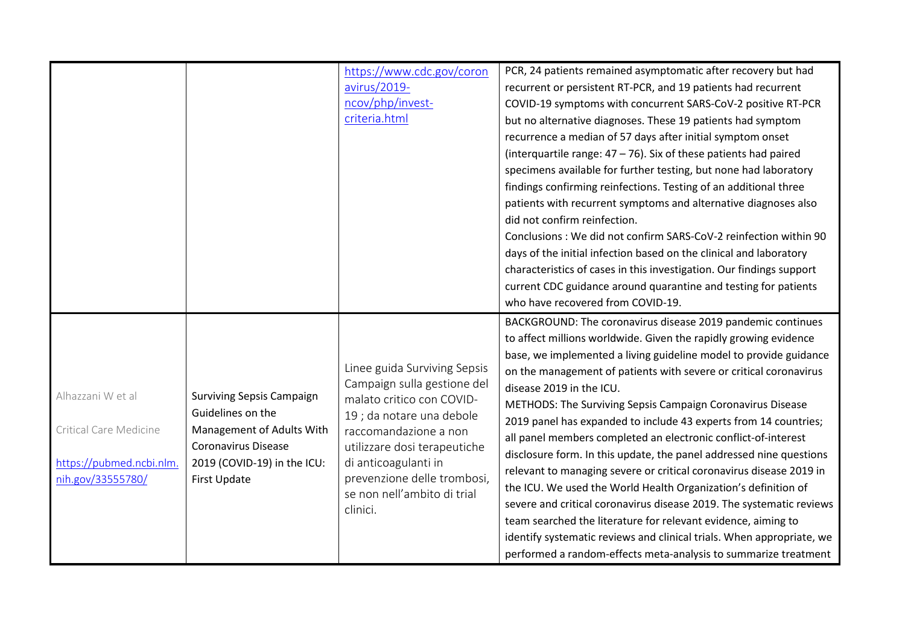| | | | |
|---|---|---|---|
| | | https://www.cdc.gov/coronavirus/2019-ncov/php/invest-criteria.html | PCR, 24 patients remained asymptomatic after recovery but had recurrent or persistent RT-PCR, and 19 patients had recurrent COVID-19 symptoms with concurrent SARS-CoV-2 positive RT-PCR but no alternative diagnoses. These 19 patients had symptom recurrence a median of 57 days after initial symptom onset (interquartile range: 47 – 76). Six of these patients had paired specimens available for further testing, but none had laboratory findings confirming reinfections. Testing of an additional three patients with recurrent symptoms and alternative diagnoses also did not confirm reinfection.<br>Conclusions : We did not confirm SARS-CoV-2 reinfection within 90 days of the initial infection based on the clinical and laboratory characteristics of cases in this investigation. Our findings support current CDC guidance around quarantine and testing for patients who have recovered from COVID-19. |
| Alhazzani W et al<br><br>Critical Care Medicine<br><br>https://pubmed.ncbi.nlm.nih.gov/33555780/ | Surviving Sepsis Campaign Guidelines on the Management of Adults With Coronavirus Disease 2019 (COVID-19) in the ICU: First Update | Linee guida Surviving Sepsis Campaign sulla gestione del malato critico con COVID-19 ; da notare una debole raccomandazione a non utilizzare dosi terapeutiche di anticoagulanti in prevenzione delle trombosi, se non nell'ambito di trial clinici. | BACKGROUND: The coronavirus disease 2019 pandemic continues to affect millions worldwide. Given the rapidly growing evidence base, we implemented a living guideline model to provide guidance on the management of patients with severe or critical coronavirus disease 2019 in the ICU.<br>METHODS: The Surviving Sepsis Campaign Coronavirus Disease 2019 panel has expanded to include 43 experts from 14 countries; all panel members completed an electronic conflict-of-interest disclosure form. In this update, the panel addressed nine questions relevant to managing severe or critical coronavirus disease 2019 in the ICU. We used the World Health Organization's definition of severe and critical coronavirus disease 2019. The systematic reviews team searched the literature for relevant evidence, aiming to identify systematic reviews and clinical trials. When appropriate, we performed a random-effects meta-analysis to summarize treatment |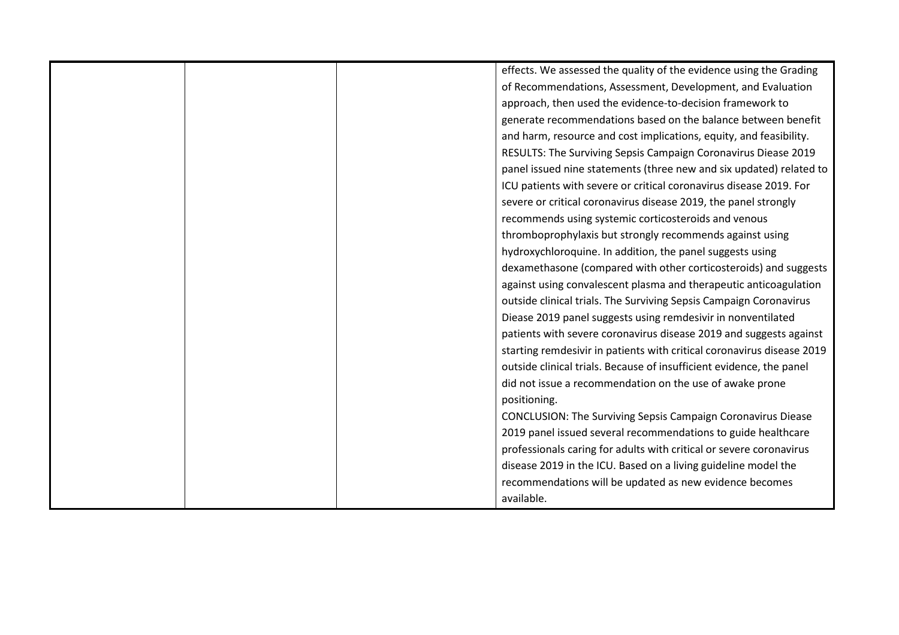|  |  |  | effects. We assessed the quality of the evidence using the Grading of Recommendations, Assessment, Development, and Evaluation approach, then used the evidence-to-decision framework to generate recommendations based on the balance between benefit and harm, resource and cost implications, equity, and feasibility. RESULTS: The Surviving Sepsis Campaign Coronavirus Diease 2019 panel issued nine statements (three new and six updated) related to ICU patients with severe or critical coronavirus disease 2019. For severe or critical coronavirus disease 2019, the panel strongly recommends using systemic corticosteroids and venous thromboprophylaxis but strongly recommends against using hydroxychloroquine. In addition, the panel suggests using dexamethasone (compared with other corticosteroids) and suggests against using convalescent plasma and therapeutic anticoagulation outside clinical trials. The Surviving Sepsis Campaign Coronavirus Diease 2019 panel suggests using remdesivir in nonventilated patients with severe coronavirus disease 2019 and suggests against starting remdesivir in patients with critical coronavirus disease 2019 outside clinical trials. Because of insufficient evidence, the panel did not issue a recommendation on the use of awake prone positioning.<br>CONCLUSION: The Surviving Sepsis Campaign Coronavirus Diease 2019 panel issued several recommendations to guide healthcare professionals caring for adults with critical or severe coronavirus disease 2019 in the ICU. Based on a living guideline model the recommendations will be updated as new evidence becomes available. |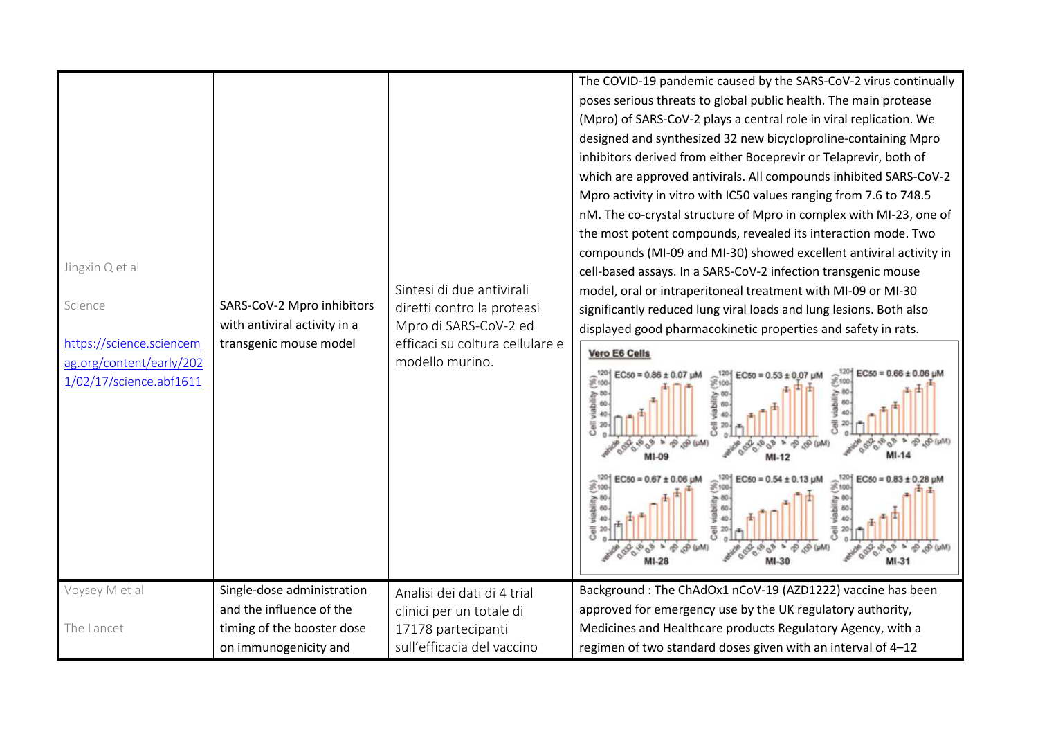| | | | |
|---|---|---|---|
| Jingxin Q et al<br><br>Science<br><br>[https://science.sciencemag.org/content/early/2021/02/17/science.abf1611](https://science.sciencemag.org/content/early/2021/02/17/science.abf1611) | SARS-CoV-2 Mpro inhibitors with antiviral activity in a transgenic mouse model | Sintesi di due antivirali diretti contro la proteasi Mpro di SARS-CoV-2 ed efficaci su coltura cellulare e modello murino. | The COVID-19 pandemic caused by the SARS-CoV-2 virus continually poses serious threats to global public health. The main protease (Mpro) of SARS-CoV-2 plays a central role in viral replication. We designed and synthesized 32 new bicycloproline-containing Mpro inhibitors derived from either Boceprevir or Telaprevir, both of which are approved antivirals. All compounds inhibited SARS-CoV-2 Mpro activity in vitro with IC50 values ranging from 7.6 to 748.5 nM. The co-crystal structure of Mpro in complex with MI-23, one of the most potent compounds, revealed its interaction mode. Two compounds (MI-09 and MI-30) showed excellent antiviral activity in cell-based assays. In a SARS-CoV-2 infection transgenic mouse model, oral or intraperitoneal treatment with MI-09 or MI-30 significantly reduced lung viral loads and lung lesions. Both also displayed good pharmacokinetic properties and safety in rats. |
| Voysey M et al<br><br>The Lancet | Single-dose administration and the influence of the timing of the booster dose on immunogenicity and | Analisi dei dati di 4 trial clinici per un totale di 17178 partecipanti sull'efficacia del vaccino | Background : The ChAdOx1 nCoV-19 (AZD1222) vaccine has been approved for emergency use by the UK regulatory authority, Medicines and Healthcare products Regulatory Agency, with a regimen of two standard doses given with an interval of 4–12 |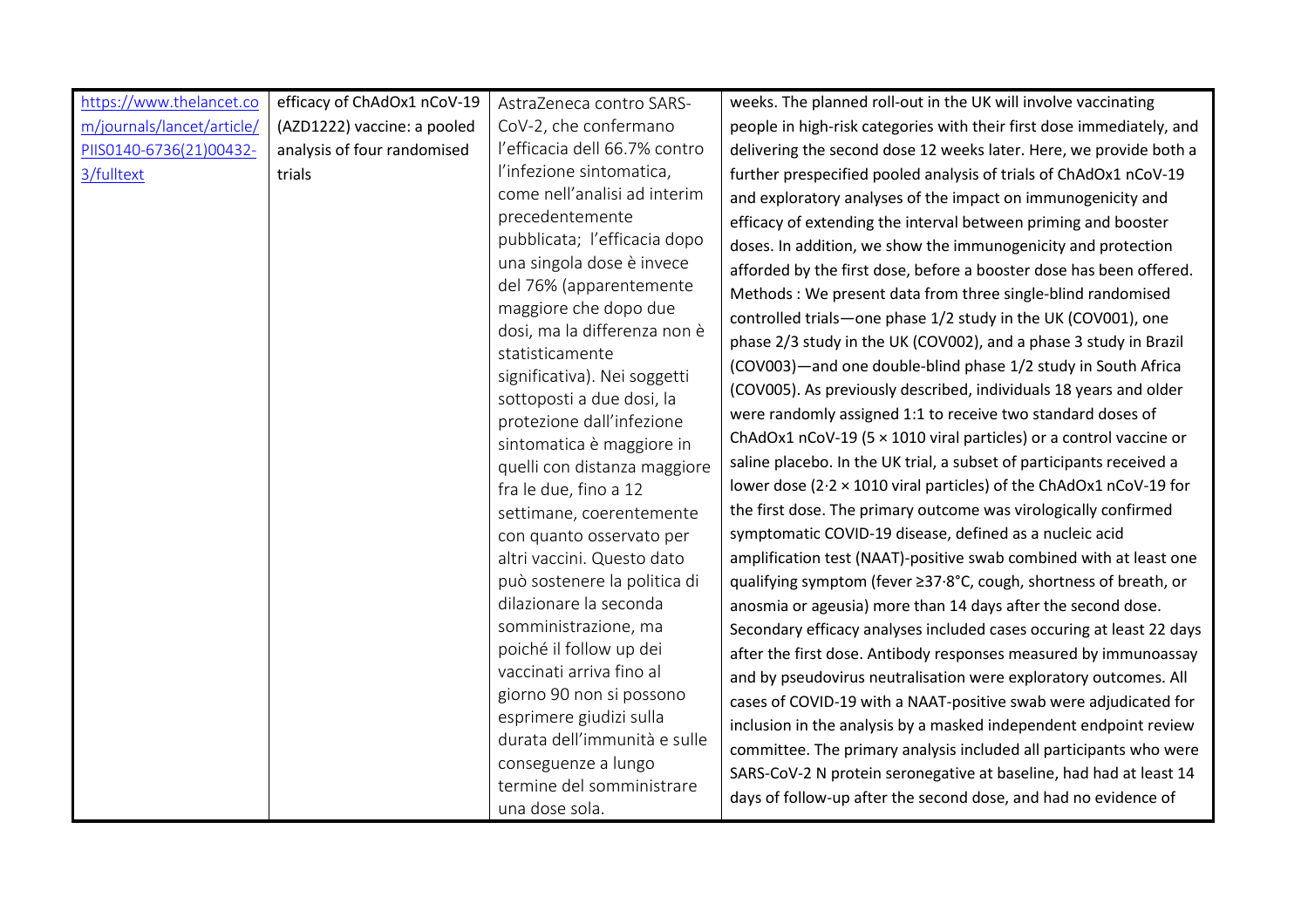| | | | |
|---|---|---|---|
| https://www.thelancet.com/journals/lancet/article/PIIS0140-6736(21)00432-3/fulltext | efficacy of ChAdOx1 nCoV-19 (AZD1222) vaccine: a pooled analysis of four randomised trials | AstraZeneca contro SARS-CoV-2, che confermano l'efficacia dell 66.7% contro l'infezione sintomatica, come nell'analisi ad interim precedentemente pubblicata; l'efficacia dopo una singola dose è invece del 76% (apparentemente maggiore che dopo due dosi, ma la differenza non è statisticamente significativa). Nei soggetti sottoposti a due dosi, la protezione dall'infezione sintomatica è maggiore in quelli con distanza maggiore fra le due, fino a 12 settimane, coerentemente con quanto osservato per altri vaccini. Questo dato può sostenere la politica di dilazionare la seconda somministrazione, ma poiché il follow up dei vaccinati arriva fino al giorno 90 non si possono esprimere giudizi sulla durata dell'immunità e sulle conseguenze a lungo termine del somministrare una dose sola. | weeks. The planned roll-out in the UK will involve vaccinating people in high-risk categories with their first dose immediately, and delivering the second dose 12 weeks later. Here, we provide both a further prespecified pooled analysis of trials of ChAdOx1 nCoV-19 and exploratory analyses of the impact on immunogenicity and efficacy of extending the interval between priming and booster doses. In addition, we show the immunogenicity and protection afforded by the first dose, before a booster dose has been offered. Methods : We present data from three single-blind randomised controlled trials—one phase 1/2 study in the UK (COV001), one phase 2/3 study in the UK (COV002), and a phase 3 study in Brazil (COV003)—and one double-blind phase 1/2 study in South Africa (COV005). As previously described, individuals 18 years and older were randomly assigned 1:1 to receive two standard doses of ChAdOx1 nCoV-19 ($5 \times 1010$ viral particles) or a control vaccine or saline placebo. In the UK trial, a subset of participants received a lower dose ($2{\cdot}2 \times 1010$ viral particles) of the ChAdOx1 nCoV-19 for the first dose. The primary outcome was virologically confirmed symptomatic COVID-19 disease, defined as a nucleic acid amplification test (NAAT)-positive swab combined with at least one qualifying symptom (fever ≥37·8°C, cough, shortness of breath, or anosmia or ageusia) more than 14 days after the second dose. Secondary efficacy analyses included cases occuring at least 22 days after the first dose. Antibody responses measured by immunoassay and by pseudovirus neutralisation were exploratory outcomes. All cases of COVID-19 with a NAAT-positive swab were adjudicated for inclusion in the analysis by a masked independent endpoint review committee. The primary analysis included all participants who were SARS-CoV-2 N protein seronegative at baseline, had had at least 14 days of follow-up after the second dose, and had no evidence of |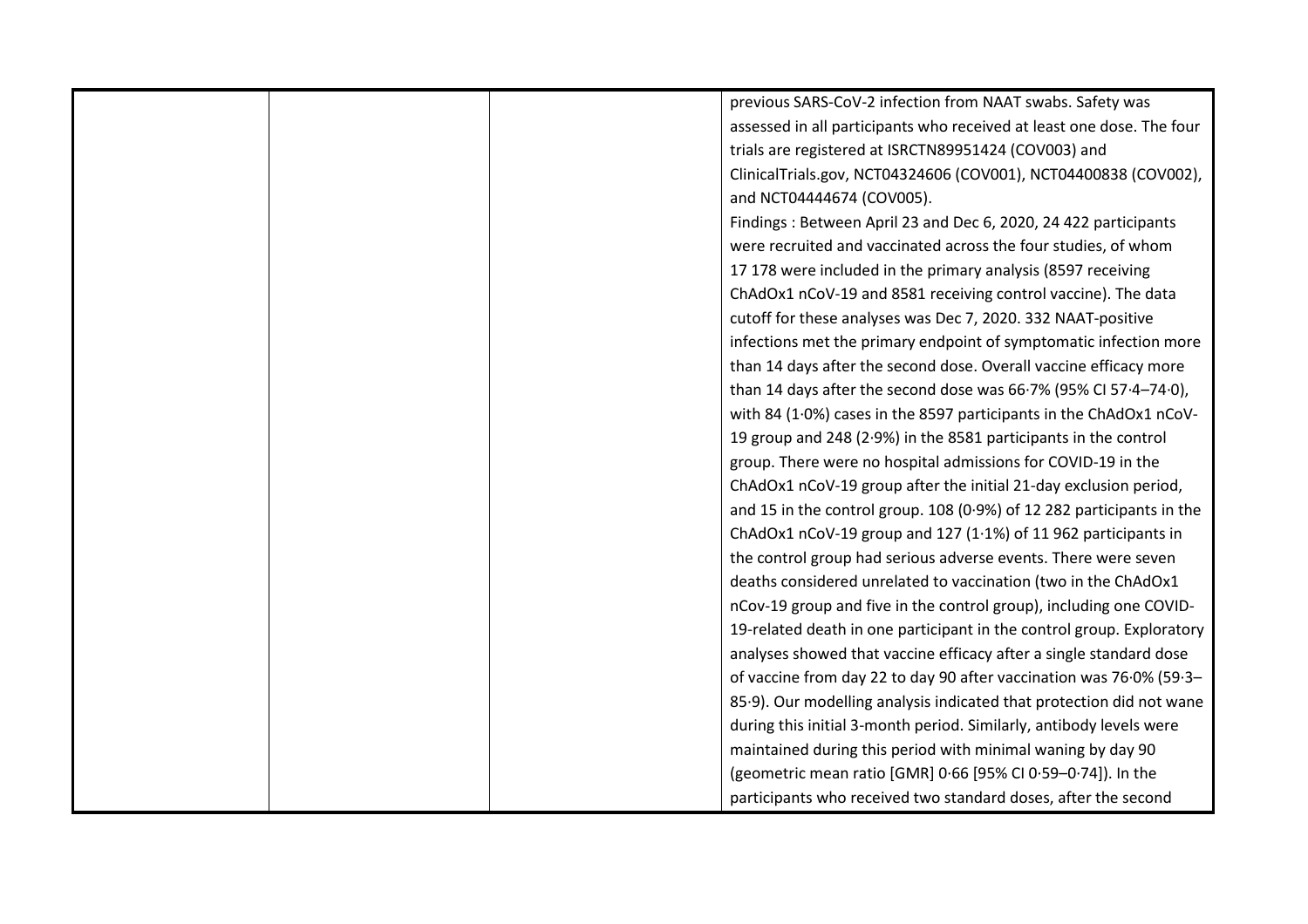| | | | |
|---|---|---|---|
| | | | previous SARS-CoV-2 infection from NAAT swabs. Safety was assessed in all participants who received at least one dose. The four trials are registered at ISRCTN89951424 (COV003) and ClinicalTrials.gov, NCT04324606 (COV001), NCT04400838 (COV002), and NCT04444674 (COV005).<br>Findings : Between April 23 and Dec 6, 2020, 24 422 participants were recruited and vaccinated across the four studies, of whom 17 178 were included in the primary analysis (8597 receiving ChAdOx1 nCoV-19 and 8581 receiving control vaccine). The data cutoff for these analyses was Dec 7, 2020. 332 NAAT-positive infections met the primary endpoint of symptomatic infection more than 14 days after the second dose. Overall vaccine efficacy more than 14 days after the second dose was 66·7% (95% CI 57·4–74·0), with 84 (1·0%) cases in the 8597 participants in the ChAdOx1 nCoV-19 group and 248 (2·9%) in the 8581 participants in the control group. There were no hospital admissions for COVID-19 in the ChAdOx1 nCoV-19 group after the initial 21-day exclusion period, and 15 in the control group. 108 (0·9%) of 12 282 participants in the ChAdOx1 nCoV-19 group and 127 (1·1%) of 11 962 participants in the control group had serious adverse events. There were seven deaths considered unrelated to vaccination (two in the ChAdOx1 nCov-19 group and five in the control group), including one COVID-19-related death in one participant in the control group. Exploratory analyses showed that vaccine efficacy after a single standard dose of vaccine from day 22 to day 90 after vaccination was 76·0% (59·3–85·9). Our modelling analysis indicated that protection did not wane during this initial 3-month period. Similarly, antibody levels were maintained during this period with minimal waning by day 90 (geometric mean ratio [GMR] 0·66 [95% CI 0·59–0·74]). In the participants who received two standard doses, after the second |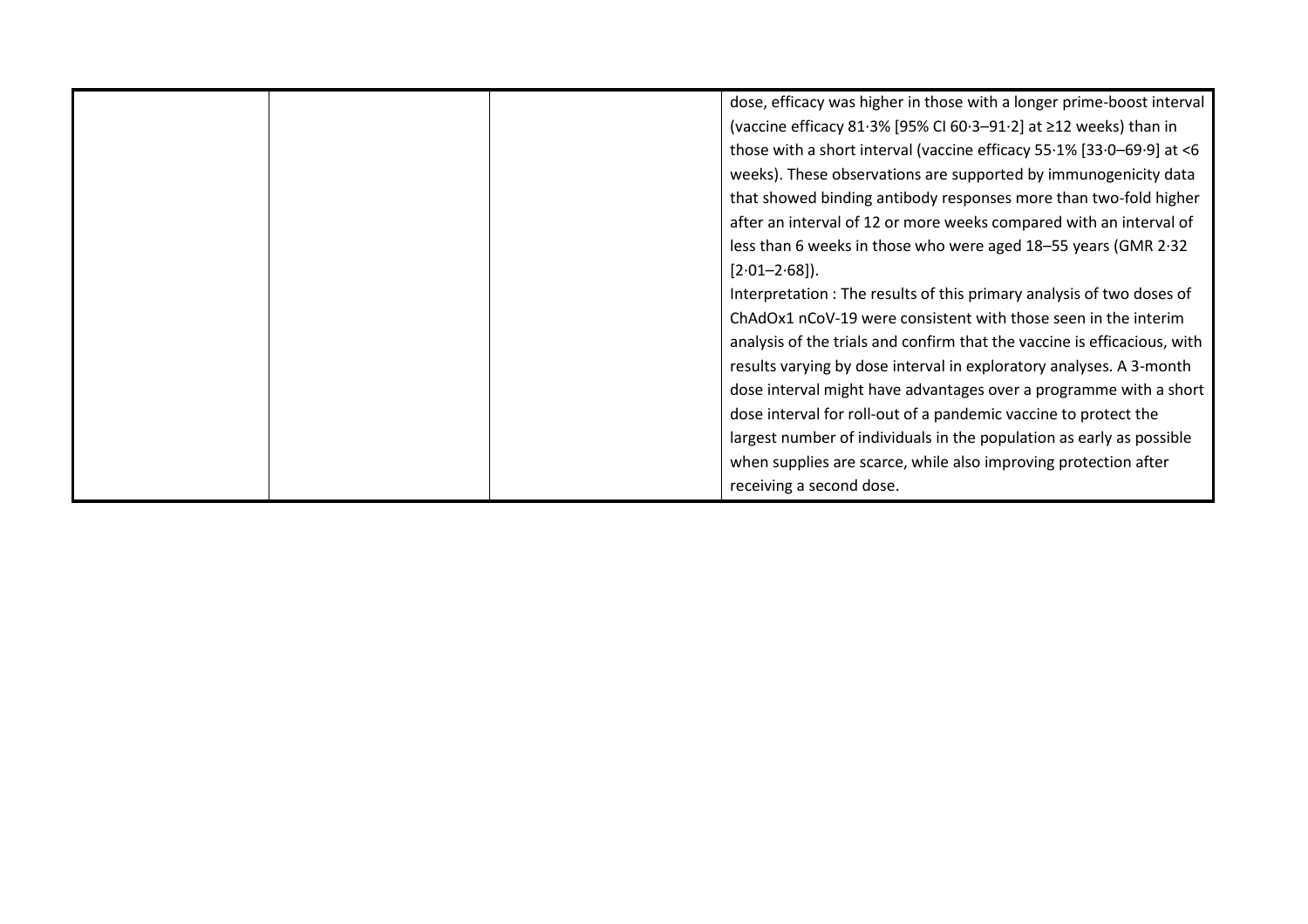|  |  |  | dose, efficacy was higher in those with a longer prime-boost interval (vaccine efficacy 81·3% [95% CI 60·3–91·2] at ≥12 weeks) than in those with a short interval (vaccine efficacy 55·1% [33·0–69·9] at <6 weeks). These observations are supported by immunogenicity data that showed binding antibody responses more than two-fold higher after an interval of 12 or more weeks compared with an interval of less than 6 weeks in those who were aged 18–55 years (GMR 2·32 [2·01–2·68]).<br>Interpretation : The results of this primary analysis of two doses of ChAdOx1 nCoV-19 were consistent with those seen in the interim analysis of the trials and confirm that the vaccine is efficacious, with results varying by dose interval in exploratory analyses. A 3-month dose interval might have advantages over a programme with a short dose interval for roll-out of a pandemic vaccine to protect the largest number of individuals in the population as early as possible when supplies are scarce, while also improving protection after receiving a second dose. |
|---|---|---|---|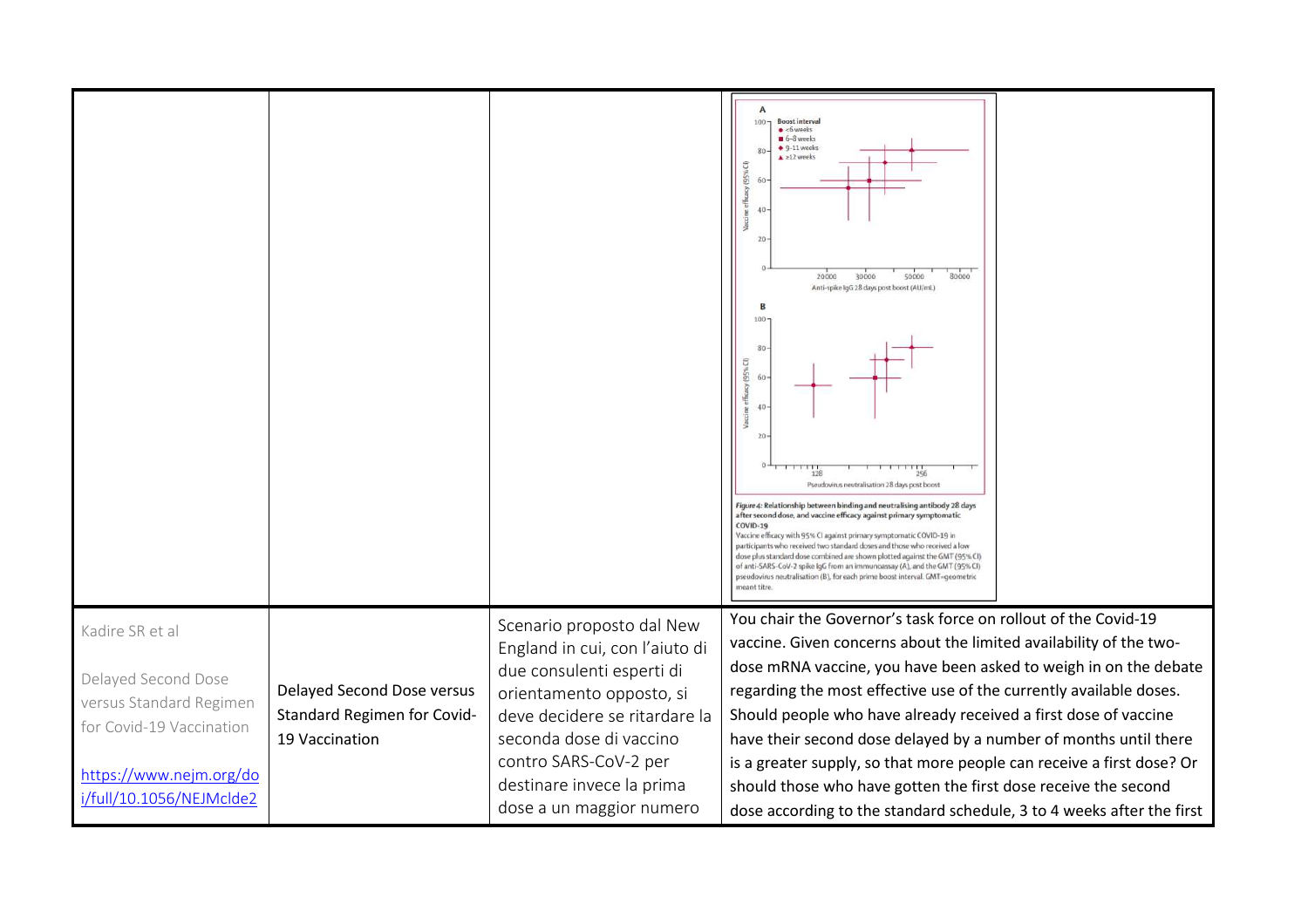| | | | |
|---|---|---|---|
| | | | *Figure 4:* **Relationship between binding and neutralising antibody 28 days after second dose, and vaccine efficacy against primary symptomatic COVID-19**<br>Vaccine efficacy with 95% CI against primary symptomatic COVID-19 in participants who received two standard doses and those who received a low dose plus standard dose combined are shown plotted against the GMT (95% CI) of anti-SARS-CoV-2 spike IgG from an immunoassay (A), and the GMT (95% CI) pseudovirus neutralisation (B), for each prime boost interval. GMT=geometric meant titre. |
| Kadire SR et al<br><br>Delayed Second Dose versus Standard Regimen for Covid-19 Vaccination<br><br>[https://www.nejm.org/doi/full/10.1056/NEJMclde2](https://www.nejm.org/doi/full/10.1056/NEJMclde2) | Delayed Second Dose versus Standard Regimen for Covid-19 Vaccination | Scenario proposto dal New England in cui, con l'aiuto di due consulenti esperti di orientamento opposto, si deve decidere se ritardare la seconda dose di vaccino contro SARS-CoV-2 per destinare invece la prima dose a un maggior numero | You chair the Governor's task force on rollout of the Covid-19 vaccine. Given concerns about the limited availability of the two-dose mRNA vaccine, you have been asked to weigh in on the debate regarding the most effective use of the currently available doses. Should people who have already received a first dose of vaccine have their second dose delayed by a number of months until there is a greater supply, so that more people can receive a first dose? Or should those who have gotten the first dose receive the second dose according to the standard schedule, 3 to 4 weeks after the first |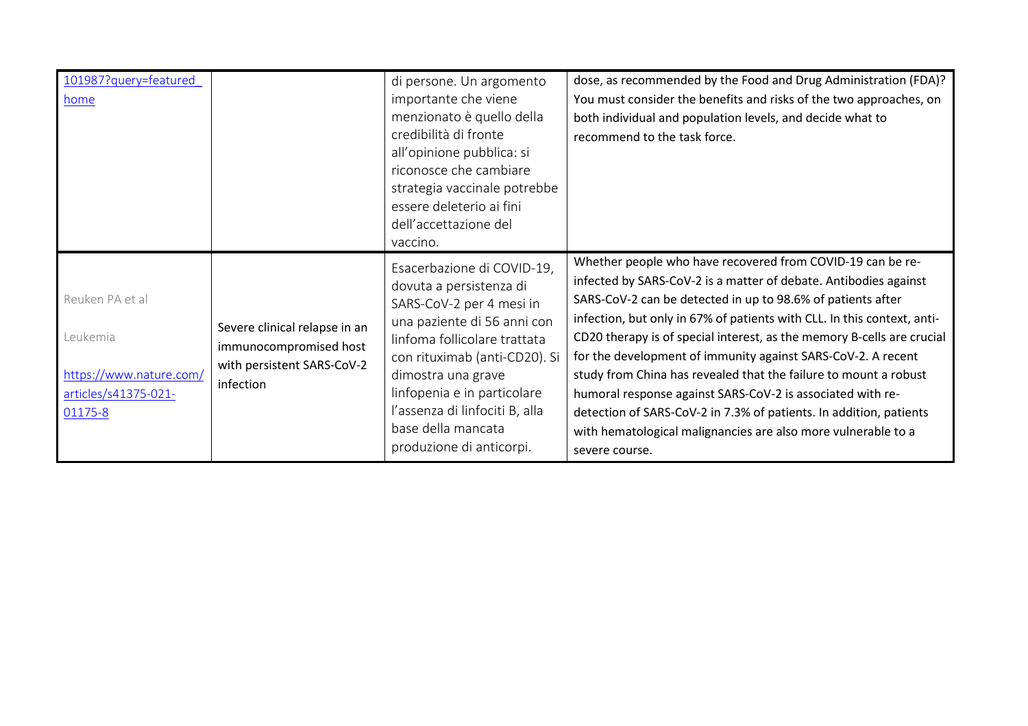| | | | |
|---|---|---|---|
| 101987?query=featured_home | | di persone. Un argomento importante che viene menzionato è quello della credibilità di fronte all'opinione pubblica: si riconosce che cambiare strategia vaccinale potrebbe essere deleterio ai fini dell'accettazione del vaccino. | dose, as recommended by the Food and Drug Administration (FDA)? You must consider the benefits and risks of the two approaches, on both individual and population levels, and decide what to recommend to the task force. |
| Reuken PA et al<br><br>Leukemia<br><br>https://www.nature.com/articles/s41375-021-01175-8 | Severe clinical relapse in an immunocompromised host with persistent SARS-CoV-2 infection | Esacerbazione di COVID-19, dovuta a persistenza di SARS-CoV-2 per 4 mesi in una paziente di 56 anni con linfoma follicolare trattata con rituximab (anti-CD20). Si dimostra una grave linfopenia e in particolare l'assenza di linfociti B, alla base della mancata produzione di anticorpi. | Whether people who have recovered from COVID-19 can be re-infected by SARS-CoV-2 is a matter of debate. Antibodies against SARS-CoV-2 can be detected in up to 98.6% of patients after infection, but only in 67% of patients with CLL. In this context, anti-CD20 therapy is of special interest, as the memory B-cells are crucial for the development of immunity against SARS-CoV-2. A recent study from China has revealed that the failure to mount a robust humoral response against SARS-CoV-2 is associated with re-detection of SARS-CoV-2 in 7.3% of patients. In addition, patients with hematological malignancies are also more vulnerable to a severe course. |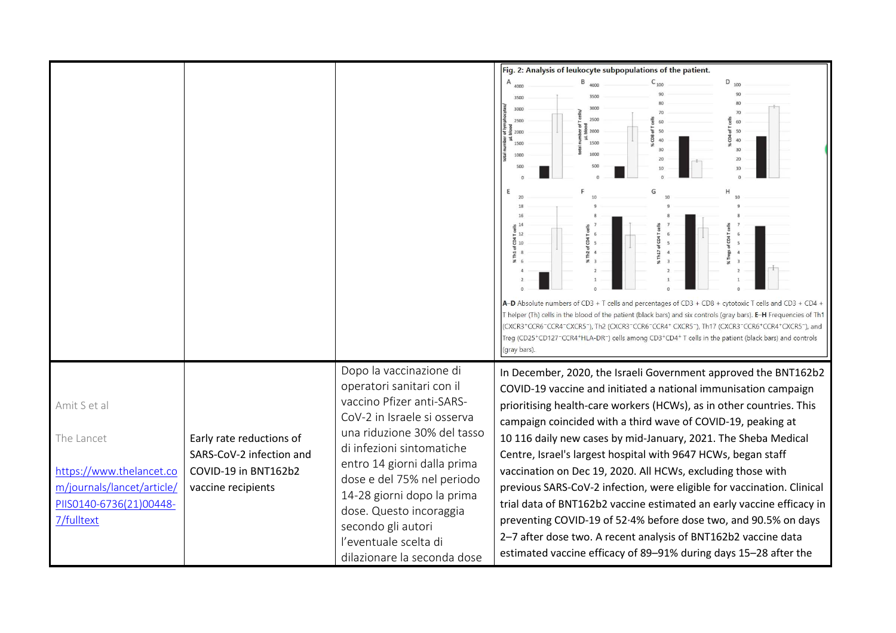| | | | |
|---|---|---|---|
| | | | **Fig. 2: Analysis of leukocyte subpopulations of the patient.** **A–D** Absolute numbers of CD3 + T cells and percentages of CD3 + CD8 + cytotoxic T cells and CD3 + CD4 + T helper (Th) cells in the blood of the patient (black bars) and six controls (gray bars). **E–H** Frequencies of Th1 ($CXCR3^+CCR6^-CCR4^-CXCR5^-$), Th2 ($CXCR3^-CCR6^-CCR4^+$ $CXCR5^-$), Th17 ($CXCR3^-CCR6^+CCR4^+CXCR5^-$), and Treg ($CD25^+CD127^-CCR4^+HLA\text{-}DR^-$) cells among $CD3^+CD4^+$ T cells in the patient (black bars) and controls (gray bars). |
| Amit S et al<br><br>The Lancet<br><br>[https://www.thelancet.com/journals/lancet/article/PIIS0140-6736(21)00448-7/fulltext](https://www.thelancet.com/journals/lancet/article/PIIS0140-6736(21)00448-7/fulltext) | Early rate reductions of SARS-CoV-2 infection and COVID-19 in BNT162b2 vaccine recipients | Dopo la vaccinazione di operatori sanitari con il vaccino Pfizer anti-SARS-CoV-2 in Israele si osserva una riduzione 30% del tasso di infezioni sintomatiche entro 14 giorni dalla prima dose e del 75% nel periodo 14-28 giorni dopo la prima dose. Questo incoraggia secondo gli autori l'eventuale scelta di dilazionare la seconda dose | In December, 2020, the Israeli Government approved the BNT162b2 COVID-19 vaccine and initiated a national immunisation campaign prioritising health-care workers (HCWs), as in other countries. This campaign coincided with a third wave of COVID-19, peaking at 10 116 daily new cases by mid-January, 2021. The Sheba Medical Centre, Israel's largest hospital with 9647 HCWs, began staff vaccination on Dec 19, 2020. All HCWs, excluding those with previous SARS-CoV-2 infection, were eligible for vaccination. Clinical trial data of BNT162b2 vaccine estimated an early vaccine efficacy in preventing COVID-19 of 52·4% before dose two, and 90.5% on days 2–7 after dose two. A recent analysis of BNT162b2 vaccine data estimated vaccine efficacy of 89–91% during days 15–28 after the |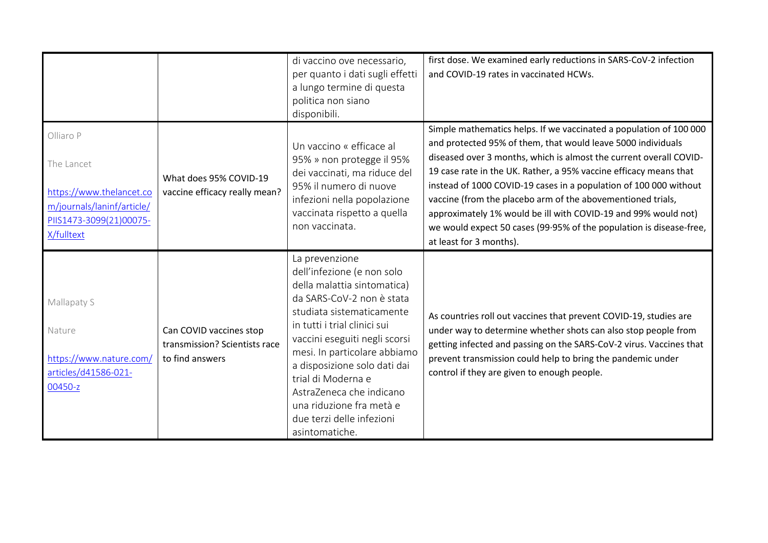| | | | |
|---|---|---|---|
| | | di vaccino ove necessario, per quanto i dati sugli effetti a lungo termine di questa politica non siano disponibili. | first dose. We examined early reductions in SARS-CoV-2 infection and COVID-19 rates in vaccinated HCWs. |
| Olliaro P<br><br>The Lancet<br><br>https://www.thelancet.com/journals/laninf/article/PIIS1473-3099(21)00075-X/fulltext | What does 95% COVID-19 vaccine efficacy really mean? | Un vaccino « efficace al 95% » non protegge il 95% dei vaccinati, ma riduce del 95% il numero di nuove infezioni nella popolazione vaccinata rispetto a quella non vaccinata. | Simple mathematics helps. If we vaccinated a population of 100 000 and protected 95% of them, that would leave 5000 individuals diseased over 3 months, which is almost the current overall COVID-19 case rate in the UK. Rather, a 95% vaccine efficacy means that instead of 1000 COVID-19 cases in a population of 100 000 without vaccine (from the placebo arm of the abovementioned trials, approximately 1% would be ill with COVID-19 and 99% would not) we would expect 50 cases (99·95% of the population is disease-free, at least for 3 months). |
| Mallapaty S<br><br>Nature<br><br>https://www.nature.com/articles/d41586-021-00450-z | Can COVID vaccines stop transmission? Scientists race to find answers | La prevenzione dell'infezione (e non solo della malattia sintomatica) da SARS-CoV-2 non è stata studiata sistematicamente in tutti i trial clinici sui vaccini eseguiti negli scorsi mesi. In particolare abbiamo a disposizione solo dati dai trial di Moderna e AstraZeneca che indicano una riduzione fra metà e due terzi delle infezioni asintomatiche. | As countries roll out vaccines that prevent COVID-19, studies are under way to determine whether shots can also stop people from getting infected and passing on the SARS-CoV-2 virus. Vaccines that prevent transmission could help to bring the pandemic under control if they are given to enough people. |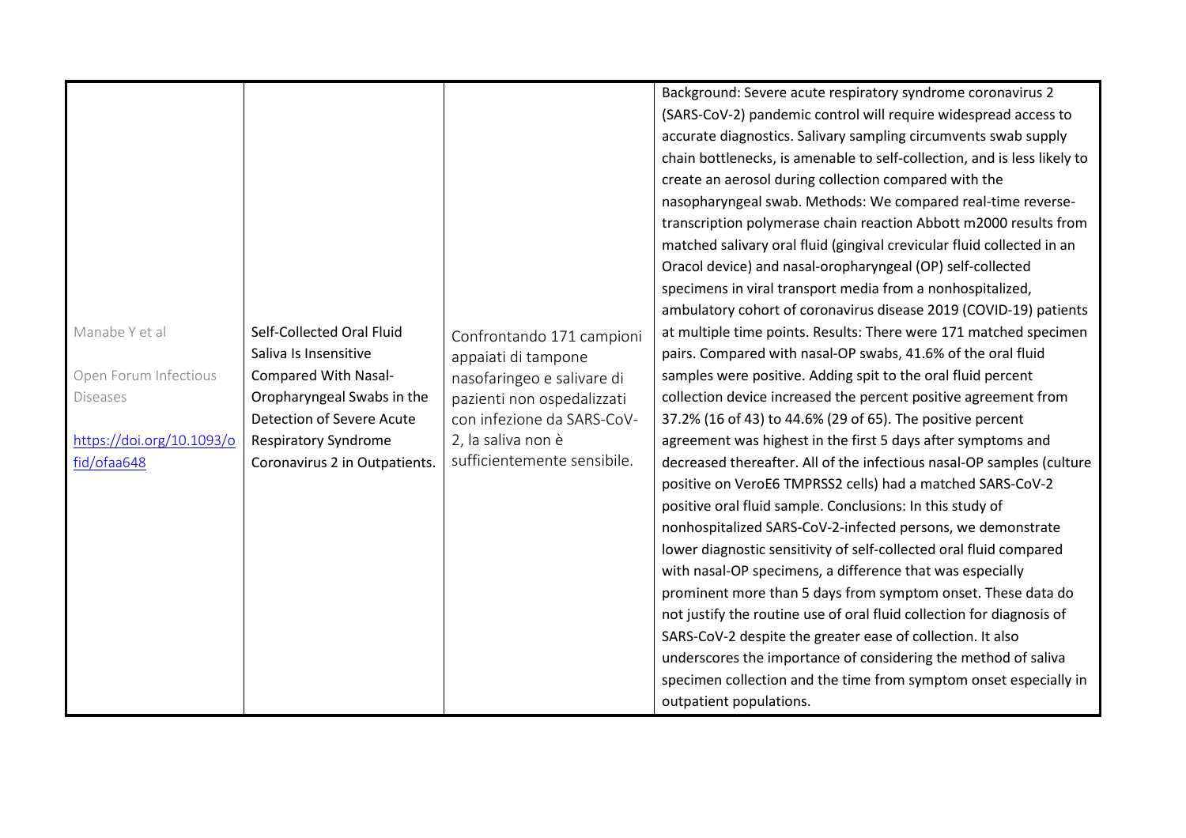| | | | |
|---|---|---|---|
| Manabe Y et al<br><br>Open Forum Infectious Diseases<br><br>https://doi.org/10.1093/ofid/ofaa648 | Self-Collected Oral Fluid Saliva Is Insensitive Compared With Nasal-Oropharyngeal Swabs in the Detection of Severe Acute Respiratory Syndrome Coronavirus 2 in Outpatients. | Confrontando 171 campioni appaiati di tampone nasofaringeo e salivare di pazienti non ospedalizzati con infezione da SARS-CoV-2, la saliva non è sufficientemente sensibile. | Background: Severe acute respiratory syndrome coronavirus 2 (SARS-CoV-2) pandemic control will require widespread access to accurate diagnostics. Salivary sampling circumvents swab supply chain bottlenecks, is amenable to self-collection, and is less likely to create an aerosol during collection compared with the nasopharyngeal swab. Methods: We compared real-time reverse-transcription polymerase chain reaction Abbott m2000 results from matched salivary oral fluid (gingival crevicular fluid collected in an Oracol device) and nasal-oropharyngeal (OP) self-collected specimens in viral transport media from a nonhospitalized, ambulatory cohort of coronavirus disease 2019 (COVID-19) patients at multiple time points. Results: There were 171 matched specimen pairs. Compared with nasal-OP swabs, 41.6% of the oral fluid samples were positive. Adding spit to the oral fluid percent collection device increased the percent positive agreement from 37.2% (16 of 43) to 44.6% (29 of 65). The positive percent agreement was highest in the first 5 days after symptoms and decreased thereafter. All of the infectious nasal-OP samples (culture positive on VeroE6 TMPRSS2 cells) had a matched SARS-CoV-2 positive oral fluid sample. Conclusions: In this study of nonhospitalized SARS-CoV-2-infected persons, we demonstrate lower diagnostic sensitivity of self-collected oral fluid compared with nasal-OP specimens, a difference that was especially prominent more than 5 days from symptom onset. These data do not justify the routine use of oral fluid collection for diagnosis of SARS-CoV-2 despite the greater ease of collection. It also underscores the importance of considering the method of saliva specimen collection and the time from symptom onset especially in outpatient populations. |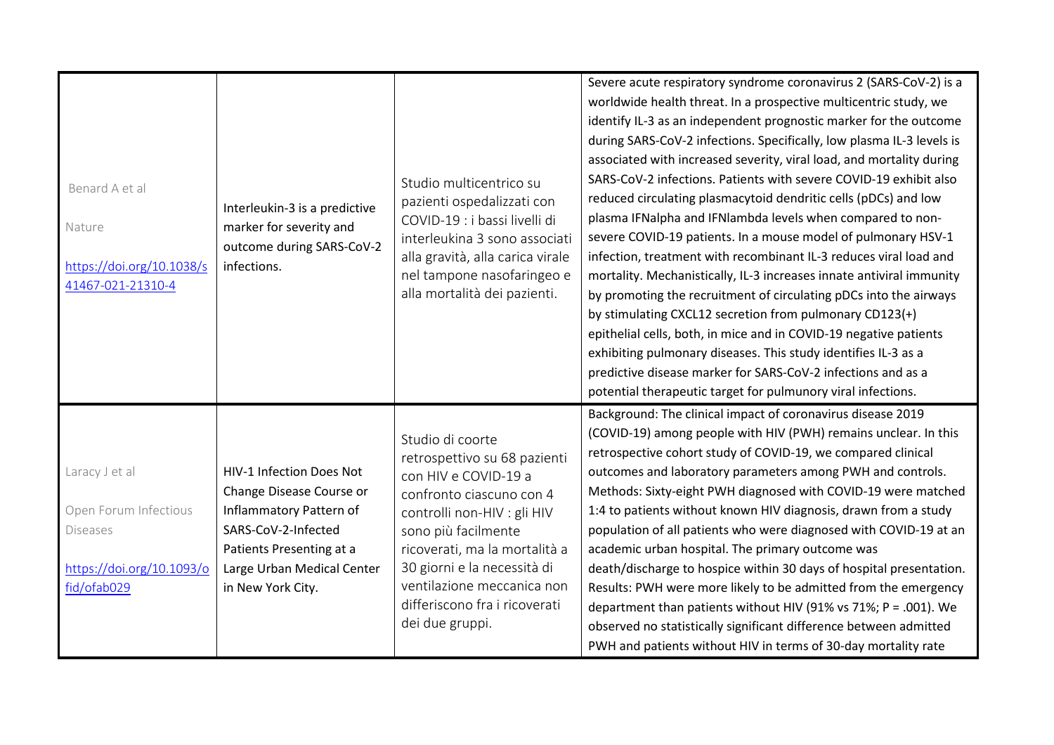| | | | |
|---|---|---|---|
| Benard A et al<br><br>Nature<br><br>https://doi.org/10.1038/s41467-021-21310-4 | Interleukin-3 is a predictive marker for severity and outcome during SARS-CoV-2 infections. | Studio multicentrico su pazienti ospedalizzati con COVID-19 : i bassi livelli di interleukina 3 sono associati alla gravità, alla carica virale nel tampone nasofaringeo e alla mortalità dei pazienti. | Severe acute respiratory syndrome coronavirus 2 (SARS-CoV-2) is a worldwide health threat. In a prospective multicentric study, we identify IL-3 as an independent prognostic marker for the outcome during SARS-CoV-2 infections. Specifically, low plasma IL-3 levels is associated with increased severity, viral load, and mortality during SARS-CoV-2 infections. Patients with severe COVID-19 exhibit also reduced circulating plasmacytoid dendritic cells (pDCs) and low plasma IFNalpha and IFNlambda levels when compared to non-severe COVID-19 patients. In a mouse model of pulmonary HSV-1 infection, treatment with recombinant IL-3 reduces viral load and mortality. Mechanistically, IL-3 increases innate antiviral immunity by promoting the recruitment of circulating pDCs into the airways by stimulating CXCL12 secretion from pulmonary CD123(+) epithelial cells, both, in mice and in COVID-19 negative patients exhibiting pulmonary diseases. This study identifies IL-3 as a predictive disease marker for SARS-CoV-2 infections and as a potential therapeutic target for pulmunory viral infections. |
| Laracy J et al<br><br>Open Forum Infectious Diseases<br><br>https://doi.org/10.1093/ofid/ofab029 | HIV-1 Infection Does Not Change Disease Course or Inflammatory Pattern of SARS-CoV-2-Infected Patients Presenting at a Large Urban Medical Center in New York City. | Studio di coorte retrospettivo su 68 pazienti con HIV e COVID-19 a confronto ciascuno con 4 controlli non-HIV : gli HIV sono più facilmente ricoverati, ma la mortalità a 30 giorni e la necessità di ventilazione meccanica non differiscono fra i ricoverati dei due gruppi. | Background: The clinical impact of coronavirus disease 2019 (COVID-19) among people with HIV (PWH) remains unclear. In this retrospective cohort study of COVID-19, we compared clinical outcomes and laboratory parameters among PWH and controls. Methods: Sixty-eight PWH diagnosed with COVID-19 were matched 1:4 to patients without known HIV diagnosis, drawn from a study population of all patients who were diagnosed with COVID-19 at an academic urban hospital. The primary outcome was death/discharge to hospice within 30 days of hospital presentation. Results: PWH were more likely to be admitted from the emergency department than patients without HIV (91% vs 71%; P = .001). We observed no statistically significant difference between admitted PWH and patients without HIV in terms of 30-day mortality rate |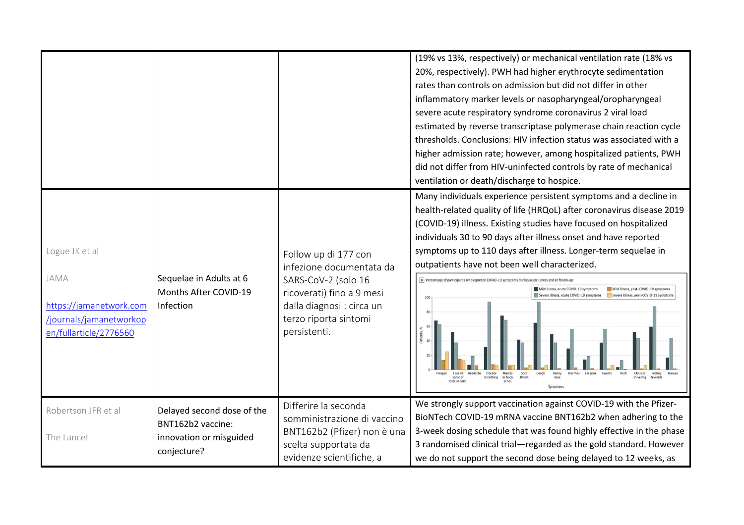| | | | |
|---|---|---|---|
| | | | (19% vs 13%, respectively) or mechanical ventilation rate (18% vs 20%, respectively). PWH had higher erythrocyte sedimentation rates than controls on admission but did not differ in other inflammatory marker levels or nasopharyngeal/oropharyngeal severe acute respiratory syndrome coronavirus 2 viral load estimated by reverse transcriptase polymerase chain reaction cycle thresholds. Conclusions: HIV infection status was associated with a higher admission rate; however, among hospitalized patients, PWH did not differ from HIV-uninfected controls by rate of mechanical ventilation or death/discharge to hospice. |
| Logue JK et al<br><br>JAMA<br><br>[https://jamanetwork.com/journals/jamanetworkopen/fullarticle/2776560](https://jamanetwork.com/journals/jamanetworkopen/fullarticle/2776560) | Sequelae in Adults at 6 Months After COVID-19 Infection | Follow up di 177 con infezione documentata da SARS-CoV-2 (solo 16 ricoverati) fino a 9 mesi dalla diagnosi : circa un terzo riporta sintomi persistenti. | Many individuals experience persistent symptoms and a decline in health-related quality of life (HRQoL) after coronavirus disease 2019 (COVID-19) illness. Existing studies have focused on hospitalized individuals 30 to 90 days after illness onset and have reported symptoms up to 110 days after illness. Longer-term sequelae in outpatients have not been well characterized. |
| Robertson JFR et al<br><br>The Lancet | Delayed second dose of the BNT162b2 vaccine: innovation or misguided conjecture? | Differire la seconda somministrazione di vaccino BNT162b2 (Pfizer) non è una scelta supportata da evidenze scientifiche, a | We strongly support vaccination against COVID-19 with the Pfizer-BioNTech COVID-19 mRNA vaccine BNT162b2 when adhering to the 3-week dosing schedule that was found highly effective in the phase 3 randomised clinical trial—regarded as the gold standard. However we do not support the second dose being delayed to 12 weeks, as |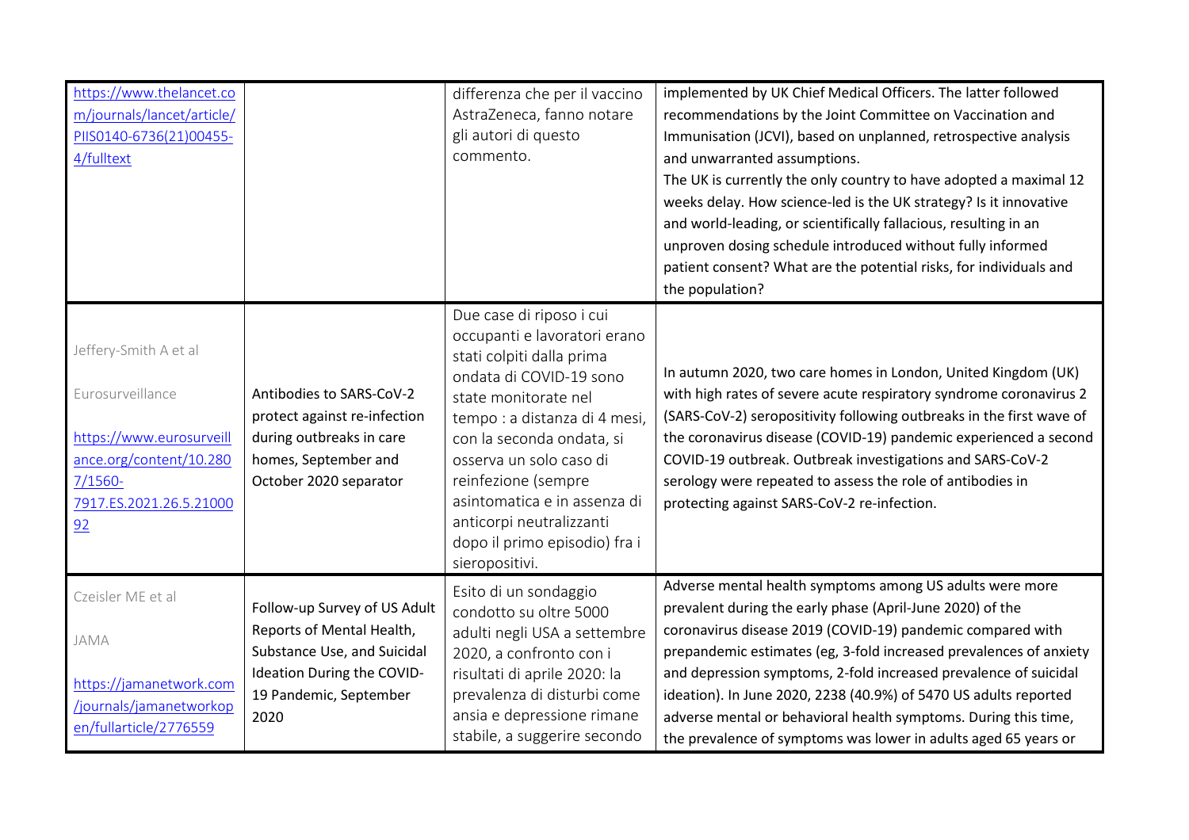| | | | |
|---|---|---|---|
| https://www.thelancet.com/journals/lancet/article/PIIS0140-6736(21)00455-4/fulltext | | differenza che per il vaccino AstraZeneca, fanno notare gli autori di questo commento. | implemented by UK Chief Medical Officers. The latter followed recommendations by the Joint Committee on Vaccination and Immunisation (JCVI), based on unplanned, retrospective analysis and unwarranted assumptions.<br>The UK is currently the only country to have adopted a maximal 12 weeks delay. How science-led is the UK strategy? Is it innovative and world-leading, or scientifically fallacious, resulting in an unproven dosing schedule introduced without fully informed patient consent? What are the potential risks, for individuals and the population? |
| Jeffery-Smith A et al<br><br>Eurosurveillance<br><br>https://www.eurosurveillance.org/content/10.2807/1560-7917.ES.2021.26.5.2100092 | Antibodies to SARS-CoV-2 protect against re-infection during outbreaks in care homes, September and October 2020 separator | Due case di riposo i cui occupanti e lavoratori erano stati colpiti dalla prima ondata di COVID-19 sono state monitorate nel tempo : a distanza di 4 mesi, con la seconda ondata, si osserva un solo caso di reinfezione (sempre asintomatica e in assenza di anticorpi neutralizzanti dopo il primo episodio) fra i sieropositivi. | In autumn 2020, two care homes in London, United Kingdom (UK) with high rates of severe acute respiratory syndrome coronavirus 2 (SARS-CoV-2) seropositivity following outbreaks in the first wave of the coronavirus disease (COVID-19) pandemic experienced a second COVID-19 outbreak. Outbreak investigations and SARS-CoV-2 serology were repeated to assess the role of antibodies in protecting against SARS-CoV-2 re-infection. |
| Czeisler ME et al<br><br>JAMA<br><br>https://jamanetwork.com/journals/jamanetworkopen/fullarticle/2776559 | Follow-up Survey of US Adult Reports of Mental Health, Substance Use, and Suicidal Ideation During the COVID-19 Pandemic, September 2020 | Esito di un sondaggio condotto su oltre 5000 adulti negli USA a settembre 2020, a confronto con i risultati di aprile 2020: la prevalenza di disturbi come ansia e depressione rimane stabile, a suggerire secondo | Adverse mental health symptoms among US adults were more prevalent during the early phase (April-June 2020) of the coronavirus disease 2019 (COVID-19) pandemic compared with prepandemic estimates (eg, 3-fold increased prevalences of anxiety and depression symptoms, 2-fold increased prevalence of suicidal ideation). In June 2020, 2238 (40.9%) of 5470 US adults reported adverse mental or behavioral health symptoms. During this time, the prevalence of symptoms was lower in adults aged 65 years or |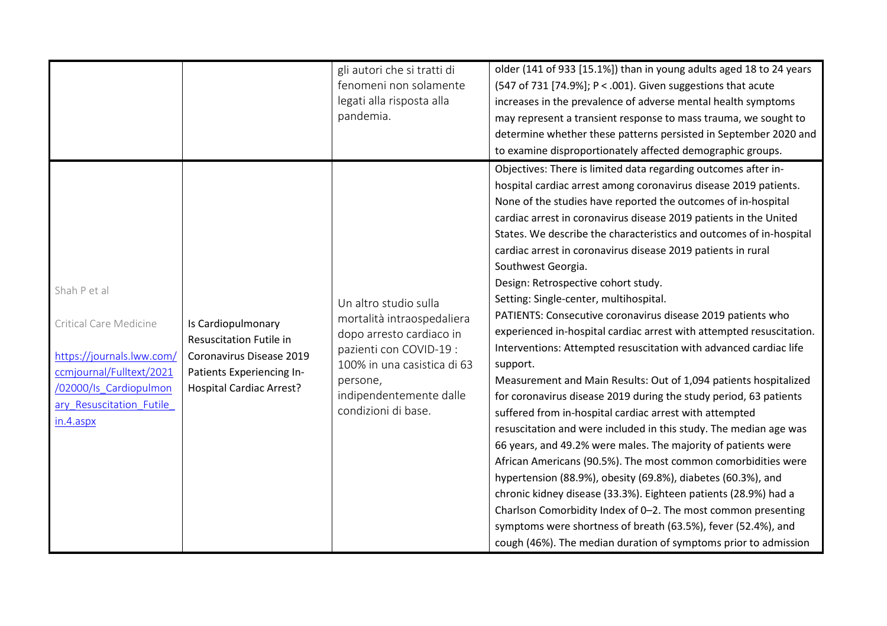| | | | |
|---|---|---|---|
| | | gli autori che si tratti di fenomeni non solamente legati alla risposta alla pandemia. | older (141 of 933 [15.1%]) than in young adults aged 18 to 24 years (547 of 731 [74.9%]; P < .001). Given suggestions that acute increases in the prevalence of adverse mental health symptoms may represent a transient response to mass trauma, we sought to determine whether these patterns persisted in September 2020 and to examine disproportionately affected demographic groups. |
| Shah P et al<br><br>Critical Care Medicine<br><br>[https://journals.lww.com/ccmjournal/Fulltext/2021/02000/Is_Cardiopulmonary_Resuscitation_Futile_in.4.aspx](https://journals.lww.com/ccmjournal/Fulltext/2021/02000/Is_Cardiopulmonary_Resuscitation_Futile_in.4.aspx) | Is Cardiopulmonary Resuscitation Futile in Coronavirus Disease 2019 Patients Experiencing In-Hospital Cardiac Arrest? | Un altro studio sulla mortalità intraospedaliera dopo arresto cardiaco in pazienti con COVID-19 : 100% in una casistica di 63 persone, indipendentemente dalle condizioni di base. | Objectives: There is limited data regarding outcomes after in-hospital cardiac arrest among coronavirus disease 2019 patients. None of the studies have reported the outcomes of in-hospital cardiac arrest in coronavirus disease 2019 patients in the United States. We describe the characteristics and outcomes of in-hospital cardiac arrest in coronavirus disease 2019 patients in rural Southwest Georgia.<br>Design: Retrospective cohort study.<br>Setting: Single-center, multihospital.<br>PATIENTS: Consecutive coronavirus disease 2019 patients who experienced in-hospital cardiac arrest with attempted resuscitation.<br>Interventions: Attempted resuscitation with advanced cardiac life support.<br>Measurement and Main Results: Out of 1,094 patients hospitalized for coronavirus disease 2019 during the study period, 63 patients suffered from in-hospital cardiac arrest with attempted resuscitation and were included in this study. The median age was 66 years, and 49.2% were males. The majority of patients were African Americans (90.5%). The most common comorbidities were hypertension (88.9%), obesity (69.8%), diabetes (60.3%), and chronic kidney disease (33.3%). Eighteen patients (28.9%) had a Charlson Comorbidity Index of 0–2. The most common presenting symptoms were shortness of breath (63.5%), fever (52.4%), and cough (46%). The median duration of symptoms prior to admission |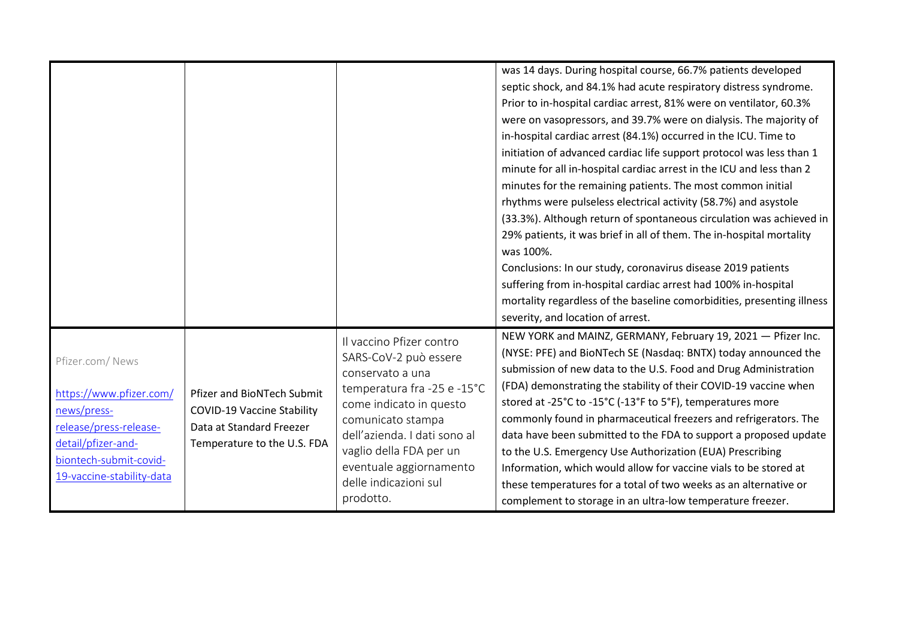| | | | |
|---|---|---|---|
| | | | was 14 days. During hospital course, 66.7% patients developed septic shock, and 84.1% had acute respiratory distress syndrome. Prior to in-hospital cardiac arrest, 81% were on ventilator, 60.3% were on vasopressors, and 39.7% were on dialysis. The majority of in-hospital cardiac arrest (84.1%) occurred in the ICU. Time to initiation of advanced cardiac life support protocol was less than 1 minute for all in-hospital cardiac arrest in the ICU and less than 2 minutes for the remaining patients. The most common initial rhythms were pulseless electrical activity (58.7%) and asystole (33.3%). Although return of spontaneous circulation was achieved in 29% patients, it was brief in all of them. The in-hospital mortality was 100%.<br>Conclusions: In our study, coronavirus disease 2019 patients suffering from in-hospital cardiac arrest had 100% in-hospital mortality regardless of the baseline comorbidities, presenting illness severity, and location of arrest. |
| Pfizer.com/ News<br><br>https://www.pfizer.com/news/press-release/press-release-detail/pfizer-and-biontech-submit-covid-19-vaccine-stability-data | Pfizer and BioNTech Submit COVID-19 Vaccine Stability Data at Standard Freezer Temperature to the U.S. FDA | Il vaccino Pfizer contro SARS-CoV-2 può essere conservato a una temperatura fra -25 e -15°C come indicato in questo comunicato stampa dell'azienda. I dati sono al vaglio della FDA per un eventuale aggiornamento delle indicazioni sul prodotto. | NEW YORK and MAINZ, GERMANY, February 19, 2021 — Pfizer Inc. (NYSE: PFE) and BioNTech SE (Nasdaq: BNTX) today announced the submission of new data to the U.S. Food and Drug Administration (FDA) demonstrating the stability of their COVID-19 vaccine when stored at -25°C to -15°C (-13°F to 5°F), temperatures more commonly found in pharmaceutical freezers and refrigerators. The data have been submitted to the FDA to support a proposed update to the U.S. Emergency Use Authorization (EUA) Prescribing Information, which would allow for vaccine vials to be stored at these temperatures for a total of two weeks as an alternative or complement to storage in an ultra-low temperature freezer. |